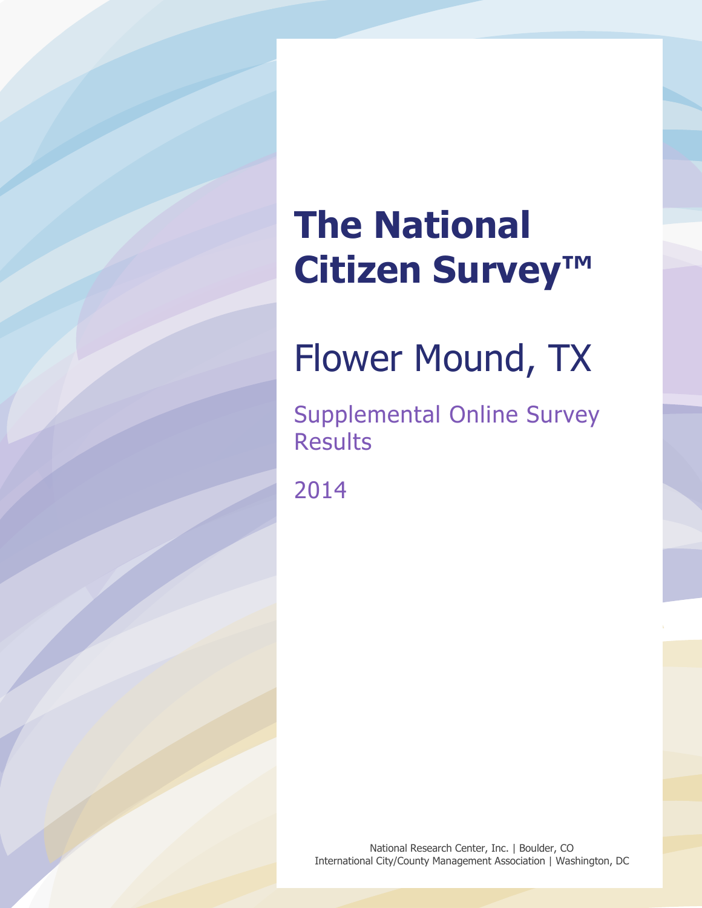# The National Citizen Survey™

## Flower Mound, TX

### Supplemental Online Survey Results

2014

National Research Center, Inc. | Boulder, CO
International City/County Management Association | Washington, DC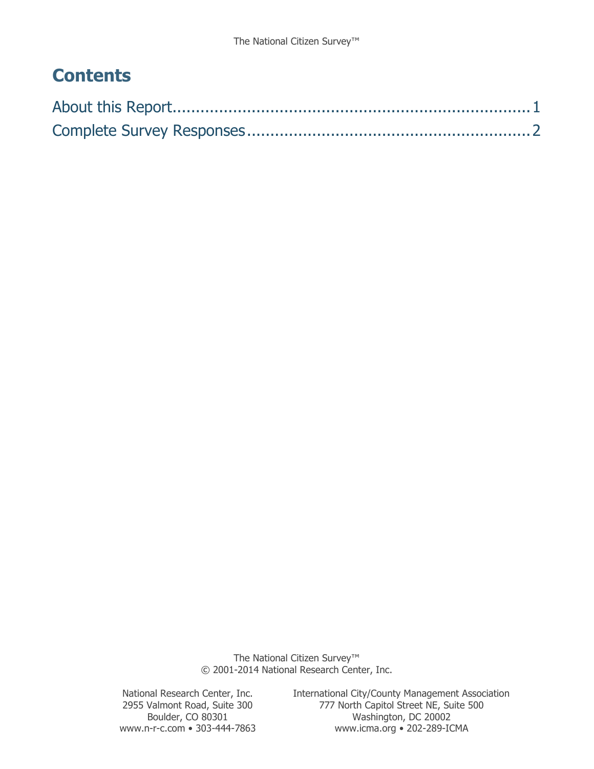# Contents

About this Report....................................................................1

Complete Survey Responses.......................................................2

The National Citizen Survey™
© 2001-2014 National Research Center, Inc.

National Research Center, Inc.
2955 Valmont Road, Suite 300
Boulder, CO 80301
www.n-r-c.com • 303-444-7863

International City/County Management Association
777 North Capitol Street NE, Suite 500
Washington, DC 20002
www.icma.org • 202-289-ICMA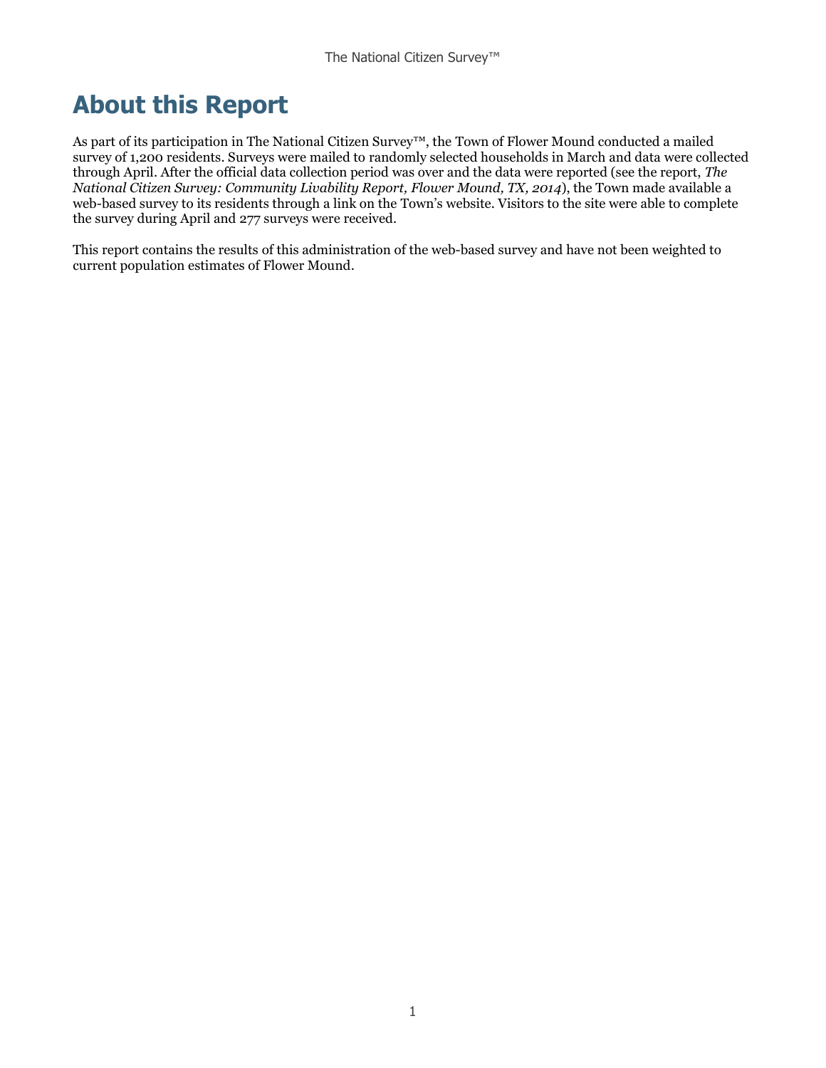# About this Report

As part of its participation in The National Citizen Survey™, the Town of Flower Mound conducted a mailed survey of 1,200 residents. Surveys were mailed to randomly selected households in March and data were collected through April. After the official data collection period was over and the data were reported (see the report, *The National Citizen Survey: Community Livability Report, Flower Mound, TX, 2014*), the Town made available a web-based survey to its residents through a link on the Town's website. Visitors to the site were able to complete the survey during April and 277 surveys were received.

This report contains the results of this administration of the web-based survey and have not been weighted to current population estimates of Flower Mound.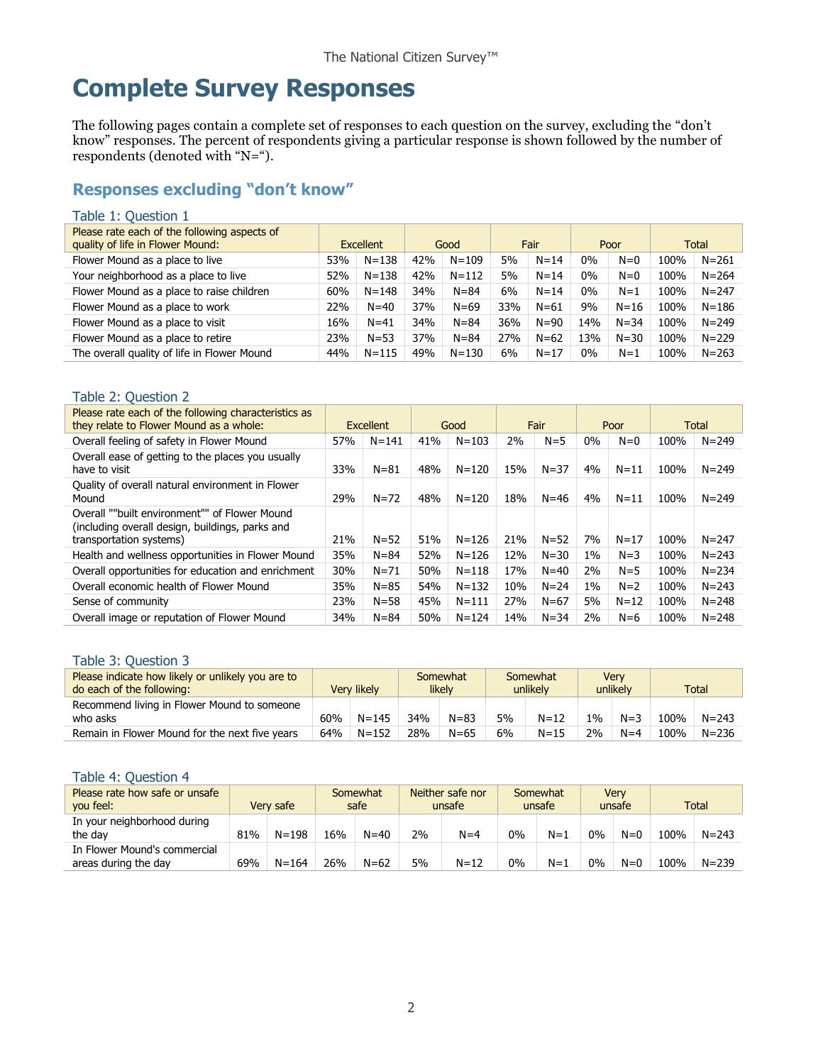# Complete Survey Responses

The following pages contain a complete set of responses to each question on the survey, excluding the "don't know" responses. The percent of respondents giving a particular response is shown followed by the number of respondents (denoted with "N=").

## Responses excluding "don't know"

### Table 1: Question 1

| Please rate each of the following aspects of quality of life in Flower Mound: | Excellent | | Good | | Fair | | Poor | | Total | |
|---|---|---|---|---|---|---|---|---|---|---|
| Flower Mound as a place to live | 53% | N=138 | 42% | N=109 | 5% | N=14 | 0% | N=0 | 100% | N=261 |
| Your neighborhood as a place to live | 52% | N=138 | 42% | N=112 | 5% | N=14 | 0% | N=0 | 100% | N=264 |
| Flower Mound as a place to raise children | 60% | N=148 | 34% | N=84 | 6% | N=14 | 0% | N=1 | 100% | N=247 |
| Flower Mound as a place to work | 22% | N=40 | 37% | N=69 | 33% | N=61 | 9% | N=16 | 100% | N=186 |
| Flower Mound as a place to visit | 16% | N=41 | 34% | N=84 | 36% | N=90 | 14% | N=34 | 100% | N=249 |
| Flower Mound as a place to retire | 23% | N=53 | 37% | N=84 | 27% | N=62 | 13% | N=30 | 100% | N=229 |
| The overall quality of life in Flower Mound | 44% | N=115 | 49% | N=130 | 6% | N=17 | 0% | N=1 | 100% | N=263 |

### Table 2: Question 2

| Please rate each of the following characteristics as they relate to Flower Mound as a whole: | Excellent | | Good | | Fair | | Poor | | Total | |
|---|---|---|---|---|---|---|---|---|---|---|
| Overall feeling of safety in Flower Mound | 57% | N=141 | 41% | N=103 | 2% | N=5 | 0% | N=0 | 100% | N=249 |
| Overall ease of getting to the places you usually have to visit | 33% | N=81 | 48% | N=120 | 15% | N=37 | 4% | N=11 | 100% | N=249 |
| Quality of overall natural environment in Flower Mound | 29% | N=72 | 48% | N=120 | 18% | N=46 | 4% | N=11 | 100% | N=249 |
| Overall ""built environment"" of Flower Mound (including overall design, buildings, parks and transportation systems) | 21% | N=52 | 51% | N=126 | 21% | N=52 | 7% | N=17 | 100% | N=247 |
| Health and wellness opportunities in Flower Mound | 35% | N=84 | 52% | N=126 | 12% | N=30 | 1% | N=3 | 100% | N=243 |
| Overall opportunities for education and enrichment | 30% | N=71 | 50% | N=118 | 17% | N=40 | 2% | N=5 | 100% | N=234 |
| Overall economic health of Flower Mound | 35% | N=85 | 54% | N=132 | 10% | N=24 | 1% | N=2 | 100% | N=243 |
| Sense of community | 23% | N=58 | 45% | N=111 | 27% | N=67 | 5% | N=12 | 100% | N=248 |
| Overall image or reputation of Flower Mound | 34% | N=84 | 50% | N=124 | 14% | N=34 | 2% | N=6 | 100% | N=248 |

### Table 3: Question 3

| Please indicate how likely or unlikely you are to do each of the following: | Very likely | | Somewhat likely | | Somewhat unlikely | | Very unlikely | | Total | |
|---|---|---|---|---|---|---|---|---|---|---|
| Recommend living in Flower Mound to someone who asks | 60% | N=145 | 34% | N=83 | 5% | N=12 | 1% | N=3 | 100% | N=243 |
| Remain in Flower Mound for the next five years | 64% | N=152 | 28% | N=65 | 6% | N=15 | 2% | N=4 | 100% | N=236 |

### Table 4: Question 4

| Please rate how safe or unsafe you feel: | Very safe | | Somewhat safe | | Neither safe nor unsafe | | Somewhat unsafe | | Very unsafe | | Total | |
|---|---|---|---|---|---|---|---|---|---|---|---|---|
| In your neighborhood during the day | 81% | N=198 | 16% | N=40 | 2% | N=4 | 0% | N=1 | 0% | N=0 | 100% | N=243 |
| In Flower Mound's commercial areas during the day | 69% | N=164 | 26% | N=62 | 5% | N=12 | 0% | N=1 | 0% | N=0 | 100% | N=239 |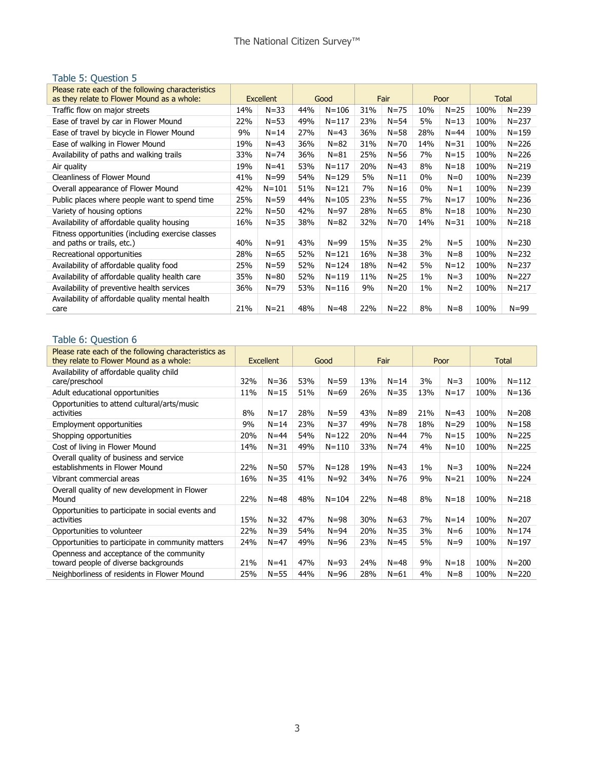### Table 5: Question 5

| Please rate each of the following characteristics as they relate to Flower Mound as a whole: | Excellent | | Good | | Fair | | Poor | | Total | |
|---|---|---|---|---|---|---|---|---|---|---|
| Traffic flow on major streets | 14% | N=33 | 44% | N=106 | 31% | N=75 | 10% | N=25 | 100% | N=239 |
| Ease of travel by car in Flower Mound | 22% | N=53 | 49% | N=117 | 23% | N=54 | 5% | N=13 | 100% | N=237 |
| Ease of travel by bicycle in Flower Mound | 9% | N=14 | 27% | N=43 | 36% | N=58 | 28% | N=44 | 100% | N=159 |
| Ease of walking in Flower Mound | 19% | N=43 | 36% | N=82 | 31% | N=70 | 14% | N=31 | 100% | N=226 |
| Availability of paths and walking trails | 33% | N=74 | 36% | N=81 | 25% | N=56 | 7% | N=15 | 100% | N=226 |
| Air quality | 19% | N=41 | 53% | N=117 | 20% | N=43 | 8% | N=18 | 100% | N=219 |
| Cleanliness of Flower Mound | 41% | N=99 | 54% | N=129 | 5% | N=11 | 0% | N=0 | 100% | N=239 |
| Overall appearance of Flower Mound | 42% | N=101 | 51% | N=121 | 7% | N=16 | 0% | N=1 | 100% | N=239 |
| Public places where people want to spend time | 25% | N=59 | 44% | N=105 | 23% | N=55 | 7% | N=17 | 100% | N=236 |
| Variety of housing options | 22% | N=50 | 42% | N=97 | 28% | N=65 | 8% | N=18 | 100% | N=230 |
| Availability of affordable quality housing | 16% | N=35 | 38% | N=82 | 32% | N=70 | 14% | N=31 | 100% | N=218 |
| Fitness opportunities (including exercise classes and paths or trails, etc.) | 40% | N=91 | 43% | N=99 | 15% | N=35 | 2% | N=5 | 100% | N=230 |
| Recreational opportunities | 28% | N=65 | 52% | N=121 | 16% | N=38 | 3% | N=8 | 100% | N=232 |
| Availability of affordable quality food | 25% | N=59 | 52% | N=124 | 18% | N=42 | 5% | N=12 | 100% | N=237 |
| Availability of affordable quality health care | 35% | N=80 | 52% | N=119 | 11% | N=25 | 1% | N=3 | 100% | N=227 |
| Availability of preventive health services | 36% | N=79 | 53% | N=116 | 9% | N=20 | 1% | N=2 | 100% | N=217 |
| Availability of affordable quality mental health care | 21% | N=21 | 48% | N=48 | 22% | N=22 | 8% | N=8 | 100% | N=99 |

### Table 6: Question 6

| Please rate each of the following characteristics as they relate to Flower Mound as a whole: | Excellent | | Good | | Fair | | Poor | | Total | |
|---|---|---|---|---|---|---|---|---|---|---|
| Availability of affordable quality child care/preschool | 32% | N=36 | 53% | N=59 | 13% | N=14 | 3% | N=3 | 100% | N=112 |
| Adult educational opportunities | 11% | N=15 | 51% | N=69 | 26% | N=35 | 13% | N=17 | 100% | N=136 |
| Opportunities to attend cultural/arts/music activities | 8% | N=17 | 28% | N=59 | 43% | N=89 | 21% | N=43 | 100% | N=208 |
| Employment opportunities | 9% | N=14 | 23% | N=37 | 49% | N=78 | 18% | N=29 | 100% | N=158 |
| Shopping opportunities | 20% | N=44 | 54% | N=122 | 20% | N=44 | 7% | N=15 | 100% | N=225 |
| Cost of living in Flower Mound | 14% | N=31 | 49% | N=110 | 33% | N=74 | 4% | N=10 | 100% | N=225 |
| Overall quality of business and service establishments in Flower Mound | 22% | N=50 | 57% | N=128 | 19% | N=43 | 1% | N=3 | 100% | N=224 |
| Vibrant commercial areas | 16% | N=35 | 41% | N=92 | 34% | N=76 | 9% | N=21 | 100% | N=224 |
| Overall quality of new development in Flower Mound | 22% | N=48 | 48% | N=104 | 22% | N=48 | 8% | N=18 | 100% | N=218 |
| Opportunities to participate in social events and activities | 15% | N=32 | 47% | N=98 | 30% | N=63 | 7% | N=14 | 100% | N=207 |
| Opportunities to volunteer | 22% | N=39 | 54% | N=94 | 20% | N=35 | 3% | N=6 | 100% | N=174 |
| Opportunities to participate in community matters | 24% | N=47 | 49% | N=96 | 23% | N=45 | 5% | N=9 | 100% | N=197 |
| Openness and acceptance of the community toward people of diverse backgrounds | 21% | N=41 | 47% | N=93 | 24% | N=48 | 9% | N=18 | 100% | N=200 |
| Neighborliness of residents in Flower Mound | 25% | N=55 | 44% | N=96 | 28% | N=61 | 4% | N=8 | 100% | N=220 |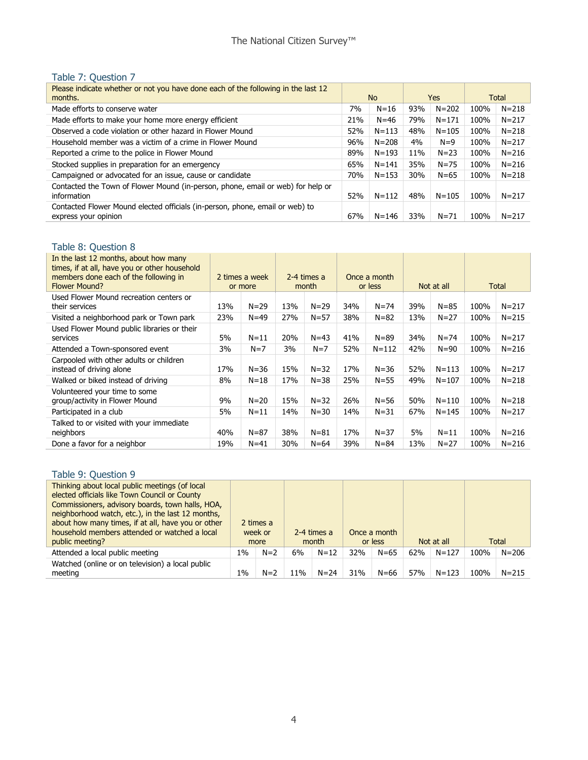### Table 7: Question 7

| Please indicate whether or not you have done each of the following in the last 12 months. | No | | Yes | | Total | |
|---|---|---|---|---|---|---|
| Made efforts to conserve water | 7% | N=16 | 93% | N=202 | 100% | N=218 |
| Made efforts to make your home more energy efficient | 21% | N=46 | 79% | N=171 | 100% | N=217 |
| Observed a code violation or other hazard in Flower Mound | 52% | N=113 | 48% | N=105 | 100% | N=218 |
| Household member was a victim of a crime in Flower Mound | 96% | N=208 | 4% | N=9 | 100% | N=217 |
| Reported a crime to the police in Flower Mound | 89% | N=193 | 11% | N=23 | 100% | N=216 |
| Stocked supplies in preparation for an emergency | 65% | N=141 | 35% | N=75 | 100% | N=216 |
| Campaigned or advocated for an issue, cause or candidate | 70% | N=153 | 30% | N=65 | 100% | N=218 |
| Contacted the Town of Flower Mound (in-person, phone, email or web) for help or information | 52% | N=112 | 48% | N=105 | 100% | N=217 |
| Contacted Flower Mound elected officials (in-person, phone, email or web) to express your opinion | 67% | N=146 | 33% | N=71 | 100% | N=217 |

### Table 8: Question 8

| In the last 12 months, about how many times, if at all, have you or other household members done each of the following in Flower Mound? | 2 times a week or more | | 2-4 times a month | | Once a month or less | | Not at all | | Total | |
|---|---|---|---|---|---|---|---|---|---|---|
| Used Flower Mound recreation centers or their services | 13% | N=29 | 13% | N=29 | 34% | N=74 | 39% | N=85 | 100% | N=217 |
| Visited a neighborhood park or Town park | 23% | N=49 | 27% | N=57 | 38% | N=82 | 13% | N=27 | 100% | N=215 |
| Used Flower Mound public libraries or their services | 5% | N=11 | 20% | N=43 | 41% | N=89 | 34% | N=74 | 100% | N=217 |
| Attended a Town-sponsored event | 3% | N=7 | 3% | N=7 | 52% | N=112 | 42% | N=90 | 100% | N=216 |
| Carpooled with other adults or children instead of driving alone | 17% | N=36 | 15% | N=32 | 17% | N=36 | 52% | N=113 | 100% | N=217 |
| Walked or biked instead of driving | 8% | N=18 | 17% | N=38 | 25% | N=55 | 49% | N=107 | 100% | N=218 |
| Volunteered your time to some group/activity in Flower Mound | 9% | N=20 | 15% | N=32 | 26% | N=56 | 50% | N=110 | 100% | N=218 |
| Participated in a club | 5% | N=11 | 14% | N=30 | 14% | N=31 | 67% | N=145 | 100% | N=217 |
| Talked to or visited with your immediate neighbors | 40% | N=87 | 38% | N=81 | 17% | N=37 | 5% | N=11 | 100% | N=216 |
| Done a favor for a neighbor | 19% | N=41 | 30% | N=64 | 39% | N=84 | 13% | N=27 | 100% | N=216 |

### Table 9: Question 9

| Thinking about local public meetings (of local elected officials like Town Council or County Commissioners, advisory boards, town halls, HOA, neighborhood watch, etc.), in the last 12 months, about how many times, if at all, have you or other household members attended or watched a local public meeting? | 2 times a week or more | | 2-4 times a month | | Once a month or less | | Not at all | | Total | |
|---|---|---|---|---|---|---|---|---|---|---|
| Attended a local public meeting | 1% | N=2 | 6% | N=12 | 32% | N=65 | 62% | N=127 | 100% | N=206 |
| Watched (online or on television) a local public meeting | 1% | N=2 | 11% | N=24 | 31% | N=66 | 57% | N=123 | 100% | N=215 |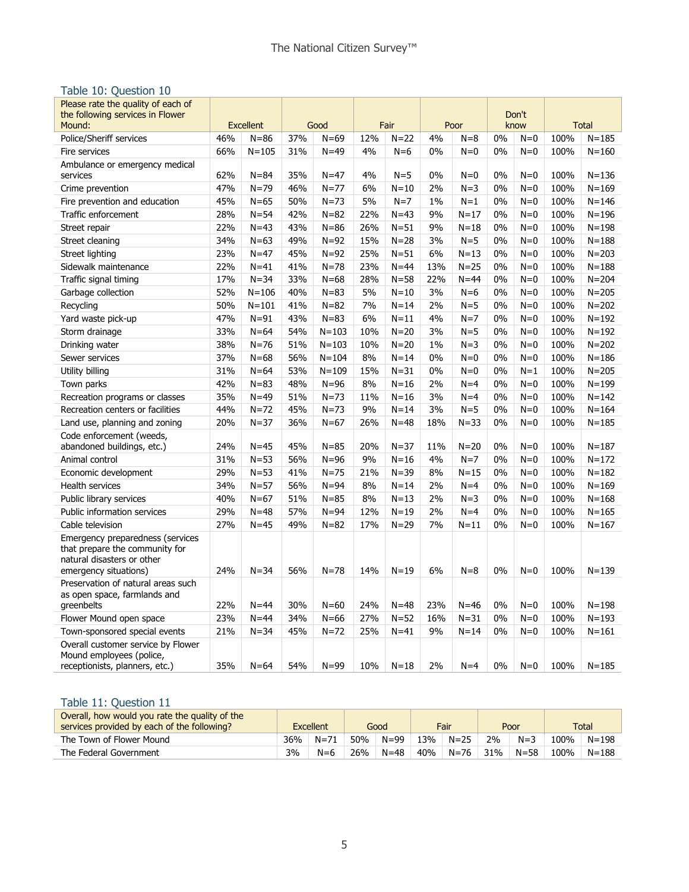### Table 10: Question 10

| Please rate the quality of each of the following services in Flower Mound: | Excellent | | Good | | Fair | | Poor | | Don't know | | Total | |
|---|---|---|---|---|---|---|---|---|---|---|---|---|
| Police/Sheriff services | 46% | N=86 | 37% | N=69 | 12% | N=22 | 4% | N=8 | 0% | N=0 | 100% | N=185 |
| Fire services | 66% | N=105 | 31% | N=49 | 4% | N=6 | 0% | N=0 | 0% | N=0 | 100% | N=160 |
| Ambulance or emergency medical services | 62% | N=84 | 35% | N=47 | 4% | N=5 | 0% | N=0 | 0% | N=0 | 100% | N=136 |
| Crime prevention | 47% | N=79 | 46% | N=77 | 6% | N=10 | 2% | N=3 | 0% | N=0 | 100% | N=169 |
| Fire prevention and education | 45% | N=65 | 50% | N=73 | 5% | N=7 | 1% | N=1 | 0% | N=0 | 100% | N=146 |
| Traffic enforcement | 28% | N=54 | 42% | N=82 | 22% | N=43 | 9% | N=17 | 0% | N=0 | 100% | N=196 |
| Street repair | 22% | N=43 | 43% | N=86 | 26% | N=51 | 9% | N=18 | 0% | N=0 | 100% | N=198 |
| Street cleaning | 34% | N=63 | 49% | N=92 | 15% | N=28 | 3% | N=5 | 0% | N=0 | 100% | N=188 |
| Street lighting | 23% | N=47 | 45% | N=92 | 25% | N=51 | 6% | N=13 | 0% | N=0 | 100% | N=203 |
| Sidewalk maintenance | 22% | N=41 | 41% | N=78 | 23% | N=44 | 13% | N=25 | 0% | N=0 | 100% | N=188 |
| Traffic signal timing | 17% | N=34 | 33% | N=68 | 28% | N=58 | 22% | N=44 | 0% | N=0 | 100% | N=204 |
| Garbage collection | 52% | N=106 | 40% | N=83 | 5% | N=10 | 3% | N=6 | 0% | N=0 | 100% | N=205 |
| Recycling | 50% | N=101 | 41% | N=82 | 7% | N=14 | 2% | N=5 | 0% | N=0 | 100% | N=202 |
| Yard waste pick-up | 47% | N=91 | 43% | N=83 | 6% | N=11 | 4% | N=7 | 0% | N=0 | 100% | N=192 |
| Storm drainage | 33% | N=64 | 54% | N=103 | 10% | N=20 | 3% | N=5 | 0% | N=0 | 100% | N=192 |
| Drinking water | 38% | N=76 | 51% | N=103 | 10% | N=20 | 1% | N=3 | 0% | N=0 | 100% | N=202 |
| Sewer services | 37% | N=68 | 56% | N=104 | 8% | N=14 | 0% | N=0 | 0% | N=0 | 100% | N=186 |
| Utility billing | 31% | N=64 | 53% | N=109 | 15% | N=31 | 0% | N=0 | 0% | N=1 | 100% | N=205 |
| Town parks | 42% | N=83 | 48% | N=96 | 8% | N=16 | 2% | N=4 | 0% | N=0 | 100% | N=199 |
| Recreation programs or classes | 35% | N=49 | 51% | N=73 | 11% | N=16 | 3% | N=4 | 0% | N=0 | 100% | N=142 |
| Recreation centers or facilities | 44% | N=72 | 45% | N=73 | 9% | N=14 | 3% | N=5 | 0% | N=0 | 100% | N=164 |
| Land use, planning and zoning | 20% | N=37 | 36% | N=67 | 26% | N=48 | 18% | N=33 | 0% | N=0 | 100% | N=185 |
| Code enforcement (weeds, abandoned buildings, etc.) | 24% | N=45 | 45% | N=85 | 20% | N=37 | 11% | N=20 | 0% | N=0 | 100% | N=187 |
| Animal control | 31% | N=53 | 56% | N=96 | 9% | N=16 | 4% | N=7 | 0% | N=0 | 100% | N=172 |
| Economic development | 29% | N=53 | 41% | N=75 | 21% | N=39 | 8% | N=15 | 0% | N=0 | 100% | N=182 |
| Health services | 34% | N=57 | 56% | N=94 | 8% | N=14 | 2% | N=4 | 0% | N=0 | 100% | N=169 |
| Public library services | 40% | N=67 | 51% | N=85 | 8% | N=13 | 2% | N=3 | 0% | N=0 | 100% | N=168 |
| Public information services | 29% | N=48 | 57% | N=94 | 12% | N=19 | 2% | N=4 | 0% | N=0 | 100% | N=165 |
| Cable television | 27% | N=45 | 49% | N=82 | 17% | N=29 | 7% | N=11 | 0% | N=0 | 100% | N=167 |
| Emergency preparedness (services that prepare the community for natural disasters or other emergency situations) | 24% | N=34 | 56% | N=78 | 14% | N=19 | 6% | N=8 | 0% | N=0 | 100% | N=139 |
| Preservation of natural areas such as open space, farmlands and greenbelts | 22% | N=44 | 30% | N=60 | 24% | N=48 | 23% | N=46 | 0% | N=0 | 100% | N=198 |
| Flower Mound open space | 23% | N=44 | 34% | N=66 | 27% | N=52 | 16% | N=31 | 0% | N=0 | 100% | N=193 |
| Town-sponsored special events | 21% | N=34 | 45% | N=72 | 25% | N=41 | 9% | N=14 | 0% | N=0 | 100% | N=161 |
| Overall customer service by Flower Mound employees (police, receptionists, planners, etc.) | 35% | N=64 | 54% | N=99 | 10% | N=18 | 2% | N=4 | 0% | N=0 | 100% | N=185 |

### Table 11: Question 11

| Overall, how would you rate the quality of the services provided by each of the following? | Excellent | | Good | | Fair | | Poor | | Total | |
|---|---|---|---|---|---|---|---|---|---|---|
| The Town of Flower Mound | 36% | N=71 | 50% | N=99 | 13% | N=25 | 2% | N=3 | 100% | N=198 |
| The Federal Government | 3% | N=6 | 26% | N=48 | 40% | N=76 | 31% | N=58 | 100% | N=188 |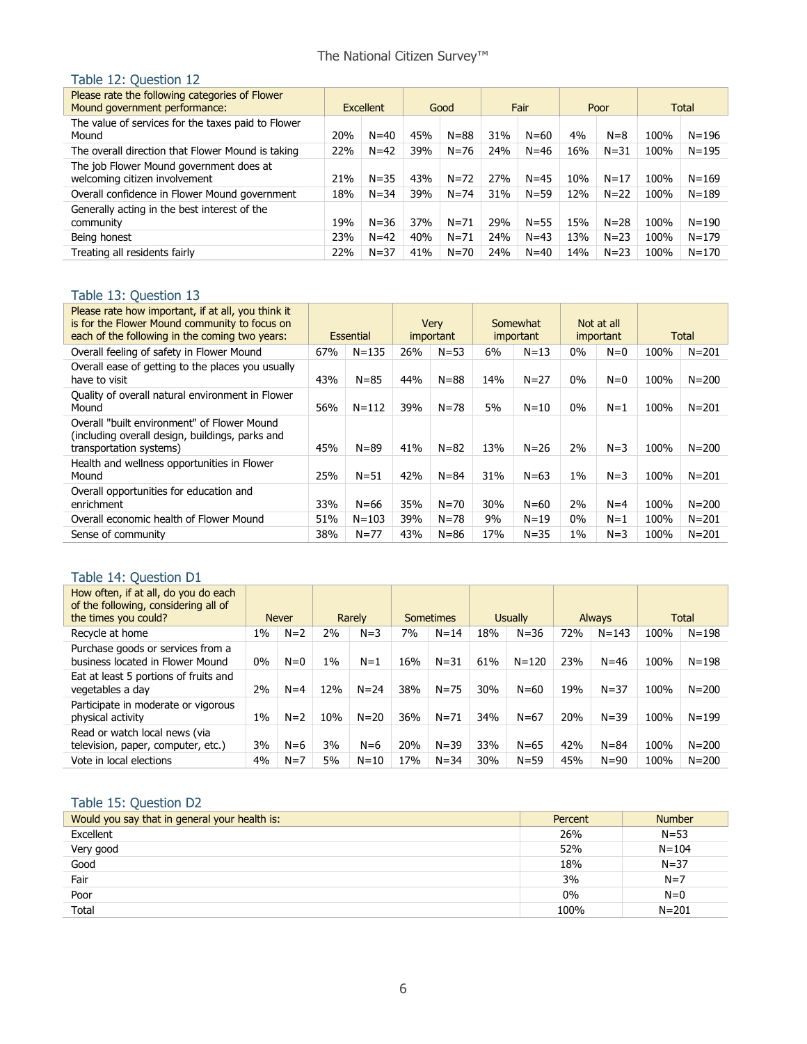### Table 12: Question 12

| Please rate the following categories of Flower Mound government performance: | Excellent | | Good | | Fair | | Poor | | Total | |
|---|---|---|---|---|---|---|---|---|---|---|
| The value of services for the taxes paid to Flower Mound | 20% | N=40 | 45% | N=88 | 31% | N=60 | 4% | N=8 | 100% | N=196 |
| The overall direction that Flower Mound is taking | 22% | N=42 | 39% | N=76 | 24% | N=46 | 16% | N=31 | 100% | N=195 |
| The job Flower Mound government does at welcoming citizen involvement | 21% | N=35 | 43% | N=72 | 27% | N=45 | 10% | N=17 | 100% | N=169 |
| Overall confidence in Flower Mound government | 18% | N=34 | 39% | N=74 | 31% | N=59 | 12% | N=22 | 100% | N=189 |
| Generally acting in the best interest of the community | 19% | N=36 | 37% | N=71 | 29% | N=55 | 15% | N=28 | 100% | N=190 |
| Being honest | 23% | N=42 | 40% | N=71 | 24% | N=43 | 13% | N=23 | 100% | N=179 |
| Treating all residents fairly | 22% | N=37 | 41% | N=70 | 24% | N=40 | 14% | N=23 | 100% | N=170 |

### Table 13: Question 13

| Please rate how important, if at all, you think it is for the Flower Mound community to focus on each of the following in the coming two years: | Essential | | Very important | | Somewhat important | | Not at all important | | Total | |
|---|---|---|---|---|---|---|---|---|---|---|
| Overall feeling of safety in Flower Mound | 67% | N=135 | 26% | N=53 | 6% | N=13 | 0% | N=0 | 100% | N=201 |
| Overall ease of getting to the places you usually have to visit | 43% | N=85 | 44% | N=88 | 14% | N=27 | 0% | N=0 | 100% | N=200 |
| Quality of overall natural environment in Flower Mound | 56% | N=112 | 39% | N=78 | 5% | N=10 | 0% | N=1 | 100% | N=201 |
| Overall "built environment" of Flower Mound (including overall design, buildings, parks and transportation systems) | 45% | N=89 | 41% | N=82 | 13% | N=26 | 2% | N=3 | 100% | N=200 |
| Health and wellness opportunities in Flower Mound | 25% | N=51 | 42% | N=84 | 31% | N=63 | 1% | N=3 | 100% | N=201 |
| Overall opportunities for education and enrichment | 33% | N=66 | 35% | N=70 | 30% | N=60 | 2% | N=4 | 100% | N=200 |
| Overall economic health of Flower Mound | 51% | N=103 | 39% | N=78 | 9% | N=19 | 0% | N=1 | 100% | N=201 |
| Sense of community | 38% | N=77 | 43% | N=86 | 17% | N=35 | 1% | N=3 | 100% | N=201 |

### Table 14: Question D1

| How often, if at all, do you do each of the following, considering all of the times you could? | Never | | Rarely | | Sometimes | | Usually | | Always | | Total | |
|---|---|---|---|---|---|---|---|---|---|---|---|---|
| Recycle at home | 1% | N=2 | 2% | N=3 | 7% | N=14 | 18% | N=36 | 72% | N=143 | 100% | N=198 |
| Purchase goods or services from a business located in Flower Mound | 0% | N=0 | 1% | N=1 | 16% | N=31 | 61% | N=120 | 23% | N=46 | 100% | N=198 |
| Eat at least 5 portions of fruits and vegetables a day | 2% | N=4 | 12% | N=24 | 38% | N=75 | 30% | N=60 | 19% | N=37 | 100% | N=200 |
| Participate in moderate or vigorous physical activity | 1% | N=2 | 10% | N=20 | 36% | N=71 | 34% | N=67 | 20% | N=39 | 100% | N=199 |
| Read or watch local news (via television, paper, computer, etc.) | 3% | N=6 | 3% | N=6 | 20% | N=39 | 33% | N=65 | 42% | N=84 | 100% | N=200 |
| Vote in local elections | 4% | N=7 | 5% | N=10 | 17% | N=34 | 30% | N=59 | 45% | N=90 | 100% | N=200 |

### Table 15: Question D2

| Would you say that in general your health is: | Percent | Number |
|---|---|---|
| Excellent | 26% | N=53 |
| Very good | 52% | N=104 |
| Good | 18% | N=37 |
| Fair | 3% | N=7 |
| Poor | 0% | N=0 |
| Total | 100% | N=201 |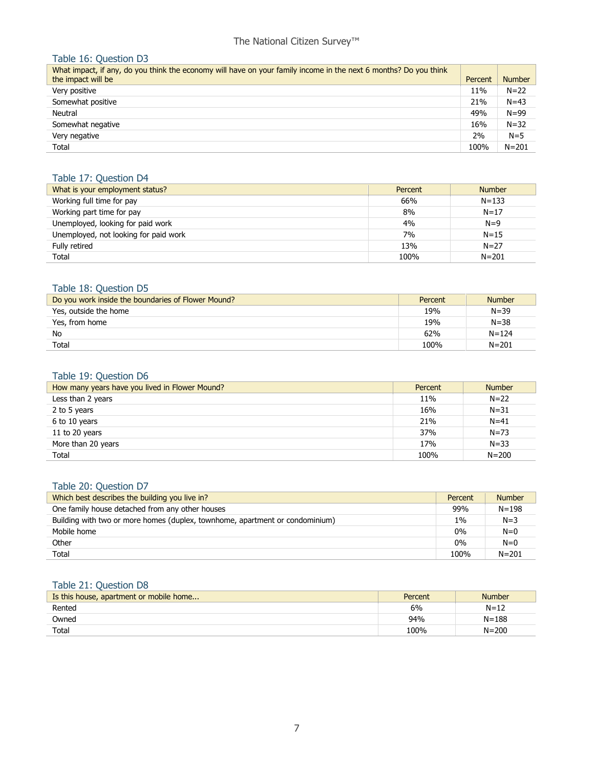### Table 16: Question D3

| What impact, if any, do you think the economy will have on your family income in the next 6 months? Do you think the impact will be | Percent | Number |
|---|---|---|
| Very positive | 11% | N=22 |
| Somewhat positive | 21% | N=43 |
| Neutral | 49% | N=99 |
| Somewhat negative | 16% | N=32 |
| Very negative | 2% | N=5 |
| Total | 100% | N=201 |

### Table 17: Question D4

| What is your employment status? | Percent | Number |
|---|---|---|
| Working full time for pay | 66% | N=133 |
| Working part time for pay | 8% | N=17 |
| Unemployed, looking for paid work | 4% | N=9 |
| Unemployed, not looking for paid work | 7% | N=15 |
| Fully retired | 13% | N=27 |
| Total | 100% | N=201 |

### Table 18: Question D5

| Do you work inside the boundaries of Flower Mound? | Percent | Number |
|---|---|---|
| Yes, outside the home | 19% | N=39 |
| Yes, from home | 19% | N=38 |
| No | 62% | N=124 |
| Total | 100% | N=201 |

### Table 19: Question D6

| How many years have you lived in Flower Mound? | Percent | Number |
|---|---|---|
| Less than 2 years | 11% | N=22 |
| 2 to 5 years | 16% | N=31 |
| 6 to 10 years | 21% | N=41 |
| 11 to 20 years | 37% | N=73 |
| More than 20 years | 17% | N=33 |
| Total | 100% | N=200 |

### Table 20: Question D7

| Which best describes the building you live in? | Percent | Number |
|---|---|---|
| One family house detached from any other houses | 99% | N=198 |
| Building with two or more homes (duplex, townhome, apartment or condominium) | 1% | N=3 |
| Mobile home | 0% | N=0 |
| Other | 0% | N=0 |
| Total | 100% | N=201 |

### Table 21: Question D8

| Is this house, apartment or mobile home... | Percent | Number |
|---|---|---|
| Rented | 6% | N=12 |
| Owned | 94% | N=188 |
| Total | 100% | N=200 |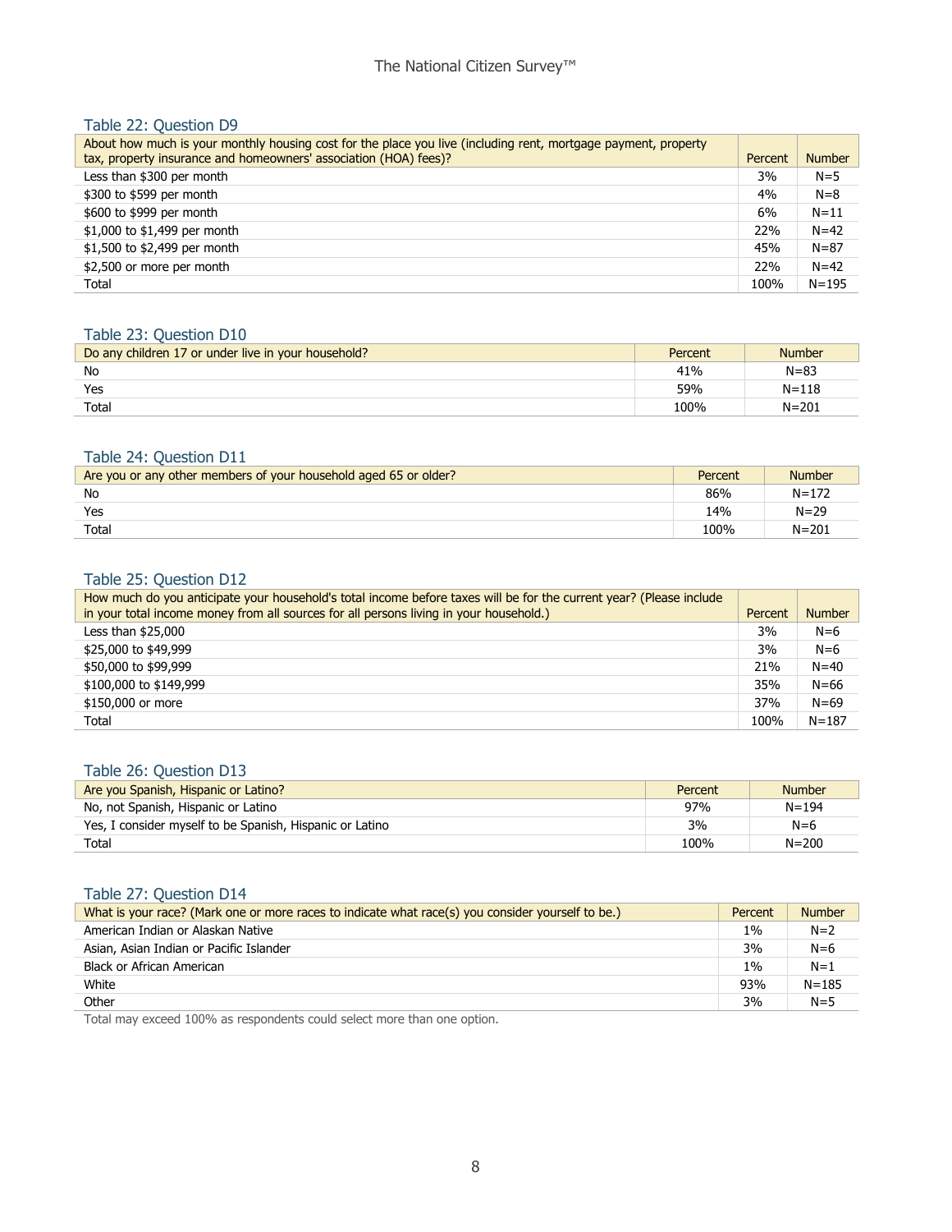### Table 22: Question D9

| About how much is your monthly housing cost for the place you live (including rent, mortgage payment, property tax, property insurance and homeowners' association (HOA) fees)? | Percent | Number |
|---|---|---|
| Less than $300 per month | 3% | N=5 |
| $300 to $599 per month | 4% | N=8 |
| $600 to $999 per month | 6% | N=11 |
| $1,000 to $1,499 per month | 22% | N=42 |
| $1,500 to $2,499 per month | 45% | N=87 |
| $2,500 or more per month | 22% | N=42 |
| Total | 100% | N=195 |

### Table 23: Question D10

| Do any children 17 or under live in your household? | Percent | Number |
|---|---|---|
| No | 41% | N=83 |
| Yes | 59% | N=118 |
| Total | 100% | N=201 |

### Table 24: Question D11

| Are you or any other members of your household aged 65 or older? | Percent | Number |
|---|---|---|
| No | 86% | N=172 |
| Yes | 14% | N=29 |
| Total | 100% | N=201 |

### Table 25: Question D12

| How much do you anticipate your household's total income before taxes will be for the current year? (Please include in your total income money from all sources for all persons living in your household.) | Percent | Number |
|---|---|---|
| Less than $25,000 | 3% | N=6 |
| $25,000 to $49,999 | 3% | N=6 |
| $50,000 to $99,999 | 21% | N=40 |
| $100,000 to $149,999 | 35% | N=66 |
| $150,000 or more | 37% | N=69 |
| Total | 100% | N=187 |

### Table 26: Question D13

| Are you Spanish, Hispanic or Latino? | Percent | Number |
|---|---|---|
| No, not Spanish, Hispanic or Latino | 97% | N=194 |
| Yes, I consider myself to be Spanish, Hispanic or Latino | 3% | N=6 |
| Total | 100% | N=200 |

### Table 27: Question D14

| What is your race? (Mark one or more races to indicate what race(s) you consider yourself to be.) | Percent | Number |
|---|---|---|
| American Indian or Alaskan Native | 1% | N=2 |
| Asian, Asian Indian or Pacific Islander | 3% | N=6 |
| Black or African American | 1% | N=1 |
| White | 93% | N=185 |
| Other | 3% | N=5 |

Total may exceed 100% as respondents could select more than one option.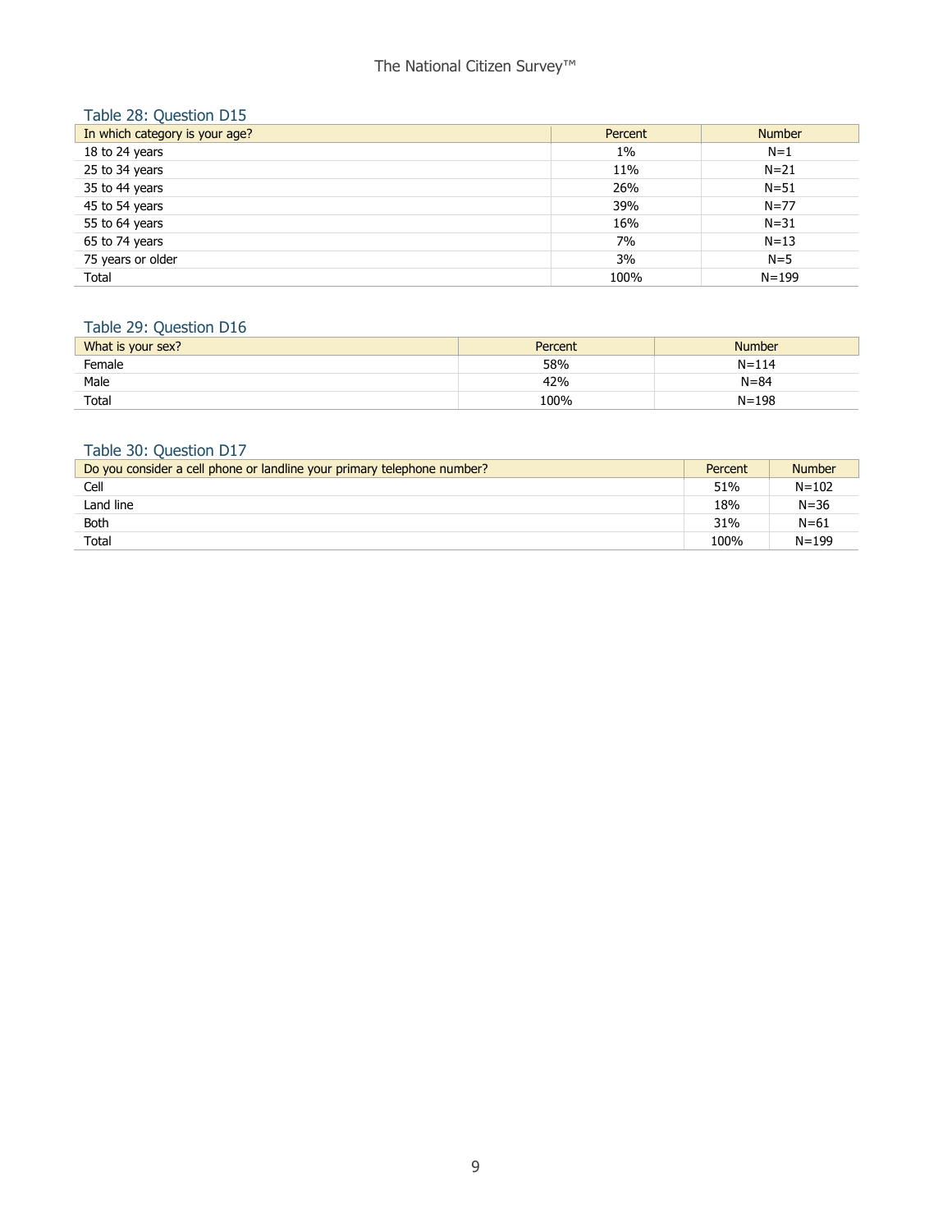### Table 28: Question D15

| In which category is your age? | Percent | Number |
|---|---|---|
| 18 to 24 years | 1% | N=1 |
| 25 to 34 years | 11% | N=21 |
| 35 to 44 years | 26% | N=51 |
| 45 to 54 years | 39% | N=77 |
| 55 to 64 years | 16% | N=31 |
| 65 to 74 years | 7% | N=13 |
| 75 years or older | 3% | N=5 |
| Total | 100% | N=199 |

### Table 29: Question D16

| What is your sex? | Percent | Number |
|---|---|---|
| Female | 58% | N=114 |
| Male | 42% | N=84 |
| Total | 100% | N=198 |

### Table 30: Question D17

| Do you consider a cell phone or landline your primary telephone number? | Percent | Number |
|---|---|---|
| Cell | 51% | N=102 |
| Land line | 18% | N=36 |
| Both | 31% | N=61 |
| Total | 100% | N=199 |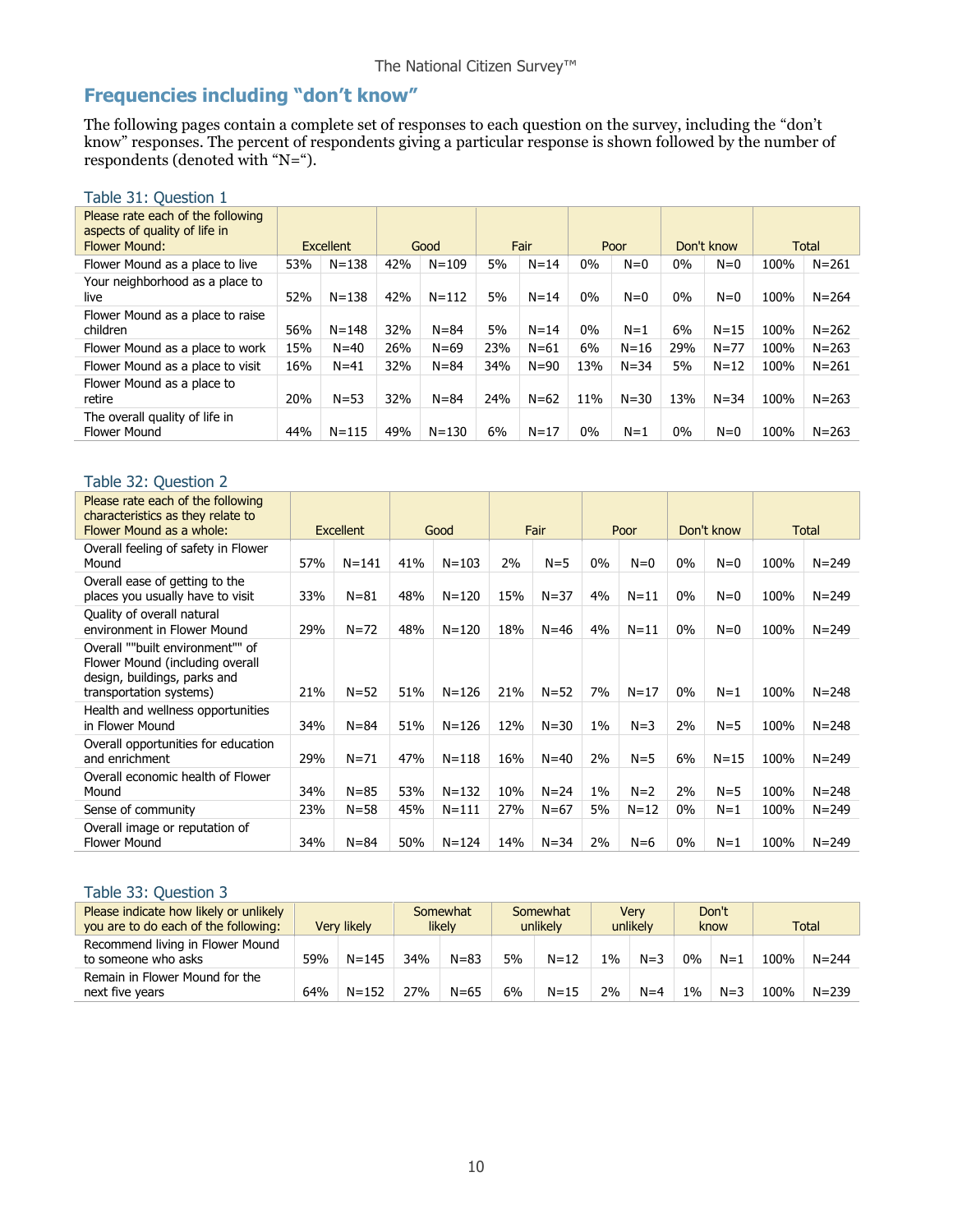## Frequencies including "don't know"

The following pages contain a complete set of responses to each question on the survey, including the "don't know" responses. The percent of respondents giving a particular response is shown followed by the number of respondents (denoted with "N=").

### Table 31: Question 1

| Please rate each of the following aspects of quality of life in Flower Mound: | Excellent | | Good | | Fair | | Poor | | Don't know | | Total | |
|---|---|---|---|---|---|---|---|---|---|---|---|---|
| Flower Mound as a place to live | 53% | N=138 | 42% | N=109 | 5% | N=14 | 0% | N=0 | 0% | N=0 | 100% | N=261 |
| Your neighborhood as a place to live | 52% | N=138 | 42% | N=112 | 5% | N=14 | 0% | N=0 | 0% | N=0 | 100% | N=264 |
| Flower Mound as a place to raise children | 56% | N=148 | 32% | N=84 | 5% | N=14 | 0% | N=1 | 6% | N=15 | 100% | N=262 |
| Flower Mound as a place to work | 15% | N=40 | 26% | N=69 | 23% | N=61 | 6% | N=16 | 29% | N=77 | 100% | N=263 |
| Flower Mound as a place to visit | 16% | N=41 | 32% | N=84 | 34% | N=90 | 13% | N=34 | 5% | N=12 | 100% | N=261 |
| Flower Mound as a place to retire | 20% | N=53 | 32% | N=84 | 24% | N=62 | 11% | N=30 | 13% | N=34 | 100% | N=263 |
| The overall quality of life in Flower Mound | 44% | N=115 | 49% | N=130 | 6% | N=17 | 0% | N=1 | 0% | N=0 | 100% | N=263 |

### Table 32: Question 2

| Please rate each of the following characteristics as they relate to Flower Mound as a whole: | Excellent | | Good | | Fair | | Poor | | Don't know | | Total | |
|---|---|---|---|---|---|---|---|---|---|---|---|---|
| Overall feeling of safety in Flower Mound | 57% | N=141 | 41% | N=103 | 2% | N=5 | 0% | N=0 | 0% | N=0 | 100% | N=249 |
| Overall ease of getting to the places you usually have to visit | 33% | N=81 | 48% | N=120 | 15% | N=37 | 4% | N=11 | 0% | N=0 | 100% | N=249 |
| Quality of overall natural environment in Flower Mound | 29% | N=72 | 48% | N=120 | 18% | N=46 | 4% | N=11 | 0% | N=0 | 100% | N=249 |
| Overall ""built environment"" of Flower Mound (including overall design, buildings, parks and transportation systems) | 21% | N=52 | 51% | N=126 | 21% | N=52 | 7% | N=17 | 0% | N=1 | 100% | N=248 |
| Health and wellness opportunities in Flower Mound | 34% | N=84 | 51% | N=126 | 12% | N=30 | 1% | N=3 | 2% | N=5 | 100% | N=248 |
| Overall opportunities for education and enrichment | 29% | N=71 | 47% | N=118 | 16% | N=40 | 2% | N=5 | 6% | N=15 | 100% | N=249 |
| Overall economic health of Flower Mound | 34% | N=85 | 53% | N=132 | 10% | N=24 | 1% | N=2 | 2% | N=5 | 100% | N=248 |
| Sense of community | 23% | N=58 | 45% | N=111 | 27% | N=67 | 5% | N=12 | 0% | N=1 | 100% | N=249 |
| Overall image or reputation of Flower Mound | 34% | N=84 | 50% | N=124 | 14% | N=34 | 2% | N=6 | 0% | N=1 | 100% | N=249 |

### Table 33: Question 3

| Please indicate how likely or unlikely you are to do each of the following: | Very likely | | Somewhat likely | | Somewhat unlikely | | Very unlikely | | Don't know | | Total | |
|---|---|---|---|---|---|---|---|---|---|---|---|---|
| Recommend living in Flower Mound to someone who asks | 59% | N=145 | 34% | N=83 | 5% | N=12 | 1% | N=3 | 0% | N=1 | 100% | N=244 |
| Remain in Flower Mound for the next five years | 64% | N=152 | 27% | N=65 | 6% | N=15 | 2% | N=4 | 1% | N=3 | 100% | N=239 |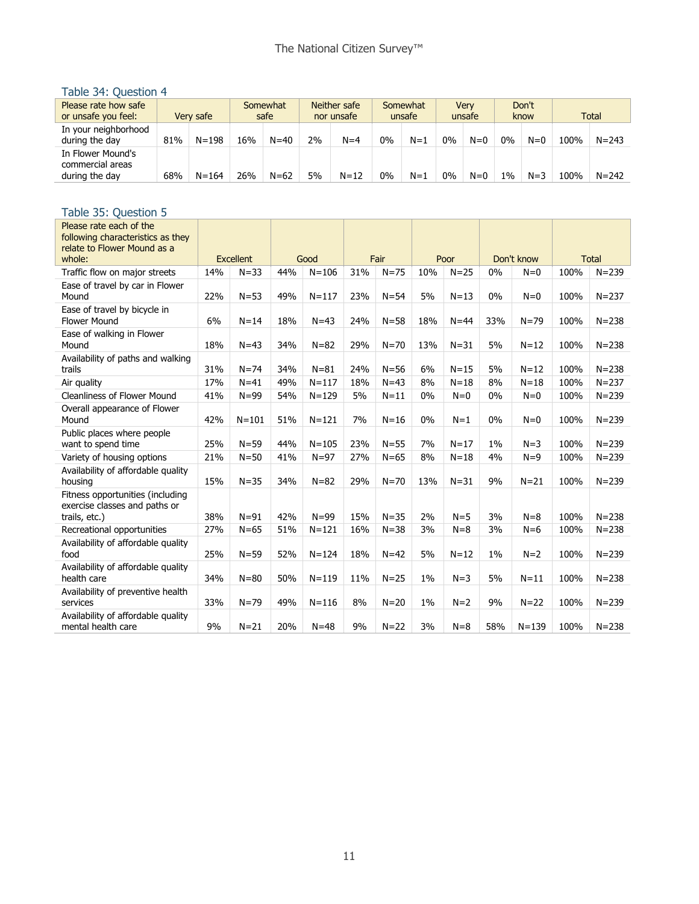### Table 34: Question 4

| Please rate how safe or unsafe you feel: | Very safe | | Somewhat safe | | Neither safe nor unsafe | | Somewhat unsafe | | Very unsafe | | Don't know | | Total | |
|---|---|---|---|---|---|---|---|---|---|---|---|---|---|---|
| In your neighborhood during the day | 81% | N=198 | 16% | N=40 | 2% | N=4 | 0% | N=1 | 0% | N=0 | 0% | N=0 | 100% | N=243 |
| In Flower Mound's commercial areas during the day | 68% | N=164 | 26% | N=62 | 5% | N=12 | 0% | N=1 | 0% | N=0 | 1% | N=3 | 100% | N=242 |

### Table 35: Question 5

| Please rate each of the following characteristics as they relate to Flower Mound as a whole: | Excellent | | Good | | Fair | | Poor | | Don't know | | Total | |
|---|---|---|---|---|---|---|---|---|---|---|---|---|
| Traffic flow on major streets | 14% | N=33 | 44% | N=106 | 31% | N=75 | 10% | N=25 | 0% | N=0 | 100% | N=239 |
| Ease of travel by car in Flower Mound | 22% | N=53 | 49% | N=117 | 23% | N=54 | 5% | N=13 | 0% | N=0 | 100% | N=237 |
| Ease of travel by bicycle in Flower Mound | 6% | N=14 | 18% | N=43 | 24% | N=58 | 18% | N=44 | 33% | N=79 | 100% | N=238 |
| Ease of walking in Flower Mound | 18% | N=43 | 34% | N=82 | 29% | N=70 | 13% | N=31 | 5% | N=12 | 100% | N=238 |
| Availability of paths and walking trails | 31% | N=74 | 34% | N=81 | 24% | N=56 | 6% | N=15 | 5% | N=12 | 100% | N=238 |
| Air quality | 17% | N=41 | 49% | N=117 | 18% | N=43 | 8% | N=18 | 8% | N=18 | 100% | N=237 |
| Cleanliness of Flower Mound | 41% | N=99 | 54% | N=129 | 5% | N=11 | 0% | N=0 | 0% | N=0 | 100% | N=239 |
| Overall appearance of Flower Mound | 42% | N=101 | 51% | N=121 | 7% | N=16 | 0% | N=1 | 0% | N=0 | 100% | N=239 |
| Public places where people want to spend time | 25% | N=59 | 44% | N=105 | 23% | N=55 | 7% | N=17 | 1% | N=3 | 100% | N=239 |
| Variety of housing options | 21% | N=50 | 41% | N=97 | 27% | N=65 | 8% | N=18 | 4% | N=9 | 100% | N=239 |
| Availability of affordable quality housing | 15% | N=35 | 34% | N=82 | 29% | N=70 | 13% | N=31 | 9% | N=21 | 100% | N=239 |
| Fitness opportunities (including exercise classes and paths or trails, etc.) | 38% | N=91 | 42% | N=99 | 15% | N=35 | 2% | N=5 | 3% | N=8 | 100% | N=238 |
| Recreational opportunities | 27% | N=65 | 51% | N=121 | 16% | N=38 | 3% | N=8 | 3% | N=6 | 100% | N=238 |
| Availability of affordable quality food | 25% | N=59 | 52% | N=124 | 18% | N=42 | 5% | N=12 | 1% | N=2 | 100% | N=239 |
| Availability of affordable quality health care | 34% | N=80 | 50% | N=119 | 11% | N=25 | 1% | N=3 | 5% | N=11 | 100% | N=238 |
| Availability of preventive health services | 33% | N=79 | 49% | N=116 | 8% | N=20 | 1% | N=2 | 9% | N=22 | 100% | N=239 |
| Availability of affordable quality mental health care | 9% | N=21 | 20% | N=48 | 9% | N=22 | 3% | N=8 | 58% | N=139 | 100% | N=238 |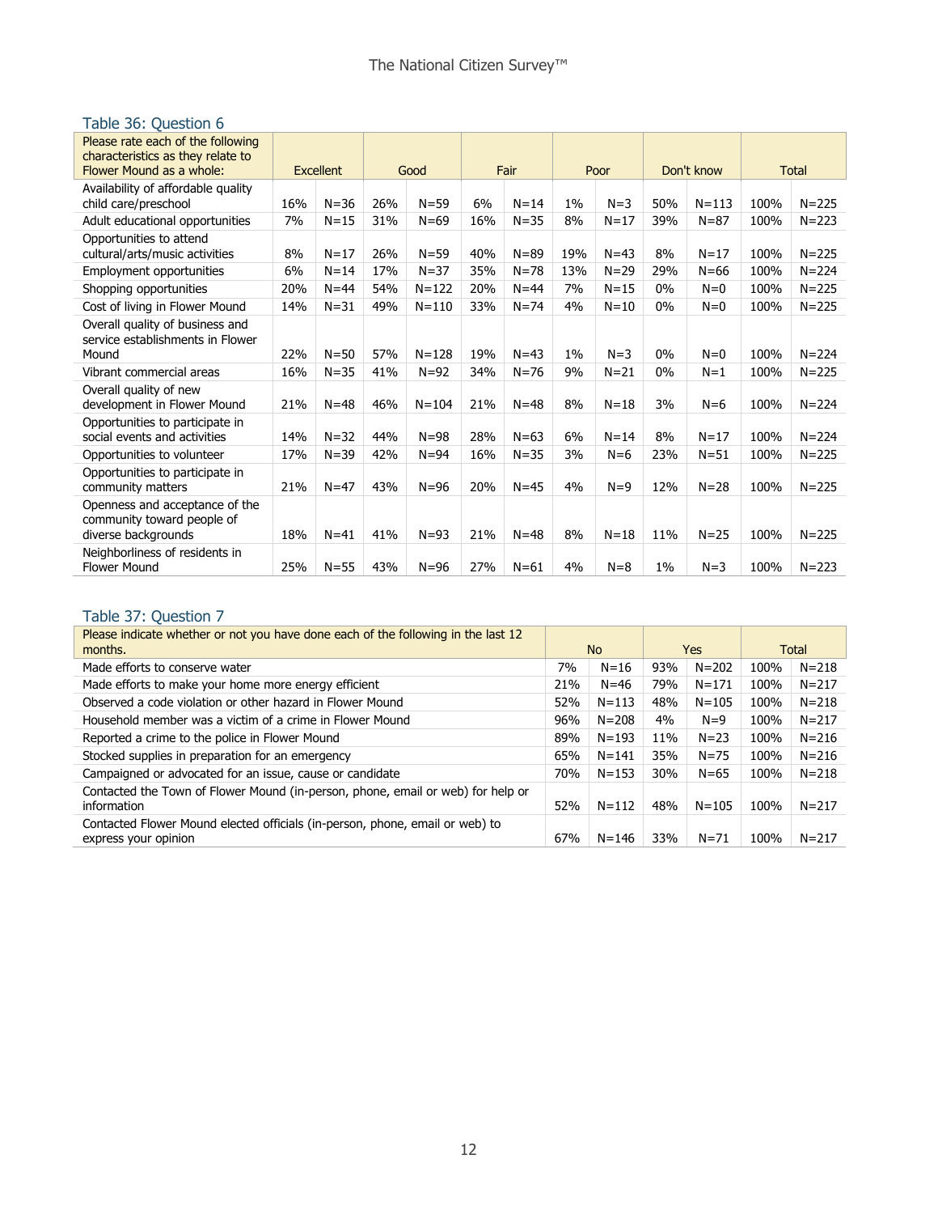## Table 36: Question 6

| Please rate each of the following characteristics as they relate to Flower Mound as a whole: | Excellent | | Good | | Fair | | Poor | | Don't know | | Total | |
|---|---|---|---|---|---|---|---|---|---|---|---|---|
| Availability of affordable quality child care/preschool | 16% | N=36 | 26% | N=59 | 6% | N=14 | 1% | N=3 | 50% | N=113 | 100% | N=225 |
| Adult educational opportunities | 7% | N=15 | 31% | N=69 | 16% | N=35 | 8% | N=17 | 39% | N=87 | 100% | N=223 |
| Opportunities to attend cultural/arts/music activities | 8% | N=17 | 26% | N=59 | 40% | N=89 | 19% | N=43 | 8% | N=17 | 100% | N=225 |
| Employment opportunities | 6% | N=14 | 17% | N=37 | 35% | N=78 | 13% | N=29 | 29% | N=66 | 100% | N=224 |
| Shopping opportunities | 20% | N=44 | 54% | N=122 | 20% | N=44 | 7% | N=15 | 0% | N=0 | 100% | N=225 |
| Cost of living in Flower Mound | 14% | N=31 | 49% | N=110 | 33% | N=74 | 4% | N=10 | 0% | N=0 | 100% | N=225 |
| Overall quality of business and service establishments in Flower Mound | 22% | N=50 | 57% | N=128 | 19% | N=43 | 1% | N=3 | 0% | N=0 | 100% | N=224 |
| Vibrant commercial areas | 16% | N=35 | 41% | N=92 | 34% | N=76 | 9% | N=21 | 0% | N=1 | 100% | N=225 |
| Overall quality of new development in Flower Mound | 21% | N=48 | 46% | N=104 | 21% | N=48 | 8% | N=18 | 3% | N=6 | 100% | N=224 |
| Opportunities to participate in social events and activities | 14% | N=32 | 44% | N=98 | 28% | N=63 | 6% | N=14 | 8% | N=17 | 100% | N=224 |
| Opportunities to volunteer | 17% | N=39 | 42% | N=94 | 16% | N=35 | 3% | N=6 | 23% | N=51 | 100% | N=225 |
| Opportunities to participate in community matters | 21% | N=47 | 43% | N=96 | 20% | N=45 | 4% | N=9 | 12% | N=28 | 100% | N=225 |
| Openness and acceptance of the community toward people of diverse backgrounds | 18% | N=41 | 41% | N=93 | 21% | N=48 | 8% | N=18 | 11% | N=25 | 100% | N=225 |
| Neighborliness of residents in Flower Mound | 25% | N=55 | 43% | N=96 | 27% | N=61 | 4% | N=8 | 1% | N=3 | 100% | N=223 |

## Table 37: Question 7

| Please indicate whether or not you have done each of the following in the last 12 months. | No | | Yes | | Total | |
|---|---|---|---|---|---|---|
| Made efforts to conserve water | 7% | N=16 | 93% | N=202 | 100% | N=218 |
| Made efforts to make your home more energy efficient | 21% | N=46 | 79% | N=171 | 100% | N=217 |
| Observed a code violation or other hazard in Flower Mound | 52% | N=113 | 48% | N=105 | 100% | N=218 |
| Household member was a victim of a crime in Flower Mound | 96% | N=208 | 4% | N=9 | 100% | N=217 |
| Reported a crime to the police in Flower Mound | 89% | N=193 | 11% | N=23 | 100% | N=216 |
| Stocked supplies in preparation for an emergency | 65% | N=141 | 35% | N=75 | 100% | N=216 |
| Campaigned or advocated for an issue, cause or candidate | 70% | N=153 | 30% | N=65 | 100% | N=218 |
| Contacted the Town of Flower Mound (in-person, phone, email or web) for help or information | 52% | N=112 | 48% | N=105 | 100% | N=217 |
| Contacted Flower Mound elected officials (in-person, phone, email or web) to express your opinion | 67% | N=146 | 33% | N=71 | 100% | N=217 |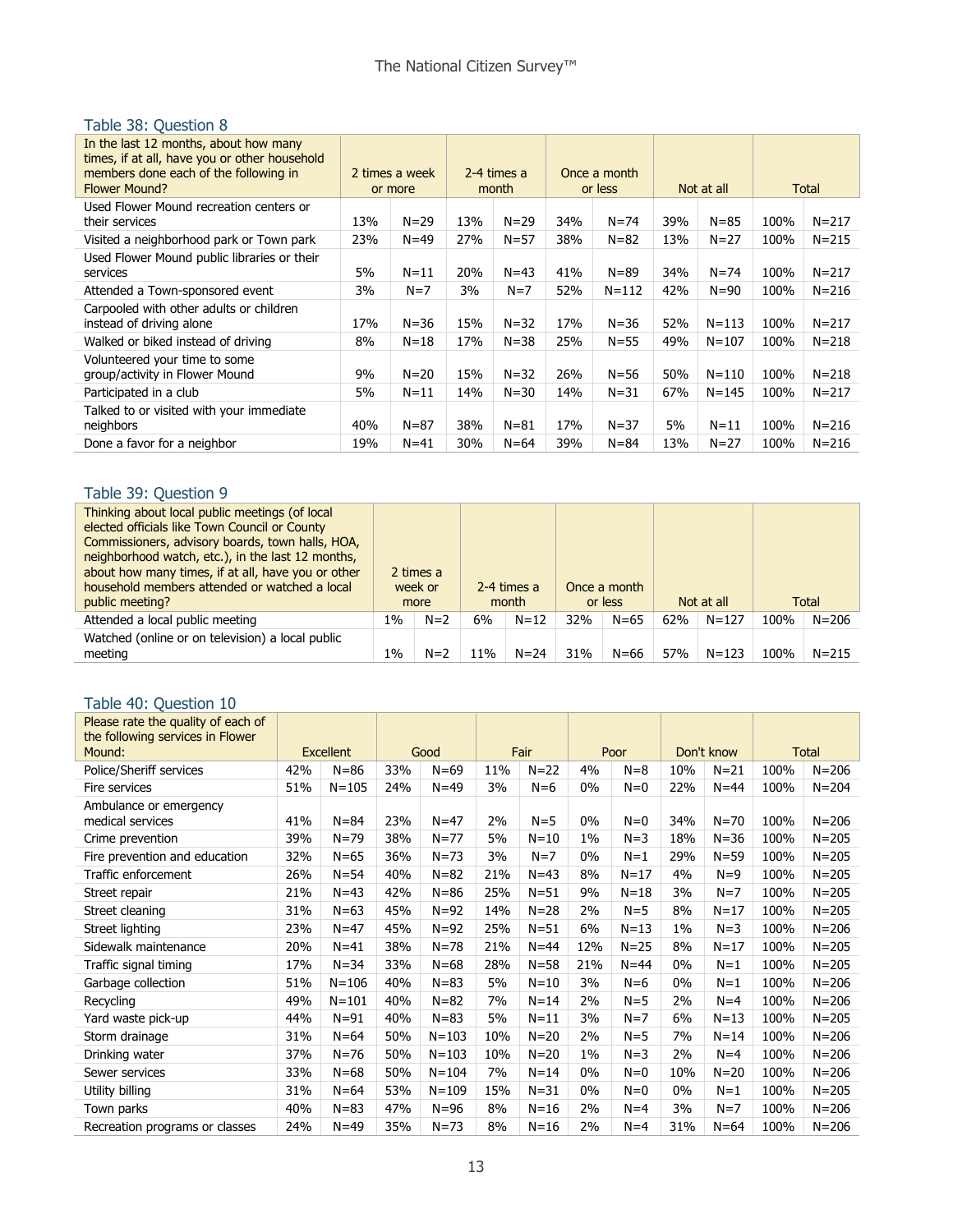### Table 38: Question 8

| In the last 12 months, about how many times, if at all, have you or other household members done each of the following in Flower Mound? | 2 times a week or more | | 2-4 times a month | | Once a month or less | | Not at all | | Total | |
|---|---|---|---|---|---|---|---|---|---|---|
| Used Flower Mound recreation centers or their services | 13% | N=29 | 13% | N=29 | 34% | N=74 | 39% | N=85 | 100% | N=217 |
| Visited a neighborhood park or Town park | 23% | N=49 | 27% | N=57 | 38% | N=82 | 13% | N=27 | 100% | N=215 |
| Used Flower Mound public libraries or their services | 5% | N=11 | 20% | N=43 | 41% | N=89 | 34% | N=74 | 100% | N=217 |
| Attended a Town-sponsored event | 3% | N=7 | 3% | N=7 | 52% | N=112 | 42% | N=90 | 100% | N=216 |
| Carpooled with other adults or children instead of driving alone | 17% | N=36 | 15% | N=32 | 17% | N=36 | 52% | N=113 | 100% | N=217 |
| Walked or biked instead of driving | 8% | N=18 | 17% | N=38 | 25% | N=55 | 49% | N=107 | 100% | N=218 |
| Volunteered your time to some group/activity in Flower Mound | 9% | N=20 | 15% | N=32 | 26% | N=56 | 50% | N=110 | 100% | N=218 |
| Participated in a club | 5% | N=11 | 14% | N=30 | 14% | N=31 | 67% | N=145 | 100% | N=217 |
| Talked to or visited with your immediate neighbors | 40% | N=87 | 38% | N=81 | 17% | N=37 | 5% | N=11 | 100% | N=216 |
| Done a favor for a neighbor | 19% | N=41 | 30% | N=64 | 39% | N=84 | 13% | N=27 | 100% | N=216 |

### Table 39: Question 9

| Thinking about local public meetings (of local elected officials like Town Council or County Commissioners, advisory boards, town halls, HOA, neighborhood watch, etc.), in the last 12 months, about how many times, if at all, have you or other household members attended or watched a local public meeting? | 2 times a week or more | | 2-4 times a month | | Once a month or less | | Not at all | | Total | |
|---|---|---|---|---|---|---|---|---|---|---|
| Attended a local public meeting | 1% | N=2 | 6% | N=12 | 32% | N=65 | 62% | N=127 | 100% | N=206 |
| Watched (online or on television) a local public meeting | 1% | N=2 | 11% | N=24 | 31% | N=66 | 57% | N=123 | 100% | N=215 |

### Table 40: Question 10

| Please rate the quality of each of the following services in Flower Mound: | Excellent | | Good | | Fair | | Poor | | Don't know | | Total | |
|---|---|---|---|---|---|---|---|---|---|---|---|---|
| Police/Sheriff services | 42% | N=86 | 33% | N=69 | 11% | N=22 | 4% | N=8 | 10% | N=21 | 100% | N=206 |
| Fire services | 51% | N=105 | 24% | N=49 | 3% | N=6 | 0% | N=0 | 22% | N=44 | 100% | N=204 |
| Ambulance or emergency medical services | 41% | N=84 | 23% | N=47 | 2% | N=5 | 0% | N=0 | 34% | N=70 | 100% | N=206 |
| Crime prevention | 39% | N=79 | 38% | N=77 | 5% | N=10 | 1% | N=3 | 18% | N=36 | 100% | N=205 |
| Fire prevention and education | 32% | N=65 | 36% | N=73 | 3% | N=7 | 0% | N=1 | 29% | N=59 | 100% | N=205 |
| Traffic enforcement | 26% | N=54 | 40% | N=82 | 21% | N=43 | 8% | N=17 | 4% | N=9 | 100% | N=205 |
| Street repair | 21% | N=43 | 42% | N=86 | 25% | N=51 | 9% | N=18 | 3% | N=7 | 100% | N=205 |
| Street cleaning | 31% | N=63 | 45% | N=92 | 14% | N=28 | 2% | N=5 | 8% | N=17 | 100% | N=205 |
| Street lighting | 23% | N=47 | 45% | N=92 | 25% | N=51 | 6% | N=13 | 1% | N=3 | 100% | N=206 |
| Sidewalk maintenance | 20% | N=41 | 38% | N=78 | 21% | N=44 | 12% | N=25 | 8% | N=17 | 100% | N=205 |
| Traffic signal timing | 17% | N=34 | 33% | N=68 | 28% | N=58 | 21% | N=44 | 0% | N=1 | 100% | N=205 |
| Garbage collection | 51% | N=106 | 40% | N=83 | 5% | N=10 | 3% | N=6 | 0% | N=1 | 100% | N=206 |
| Recycling | 49% | N=101 | 40% | N=82 | 7% | N=14 | 2% | N=5 | 2% | N=4 | 100% | N=206 |
| Yard waste pick-up | 44% | N=91 | 40% | N=83 | 5% | N=11 | 3% | N=7 | 6% | N=13 | 100% | N=205 |
| Storm drainage | 31% | N=64 | 50% | N=103 | 10% | N=20 | 2% | N=5 | 7% | N=14 | 100% | N=206 |
| Drinking water | 37% | N=76 | 50% | N=103 | 10% | N=20 | 1% | N=3 | 2% | N=4 | 100% | N=206 |
| Sewer services | 33% | N=68 | 50% | N=104 | 7% | N=14 | 0% | N=0 | 10% | N=20 | 100% | N=206 |
| Utility billing | 31% | N=64 | 53% | N=109 | 15% | N=31 | 0% | N=0 | 0% | N=1 | 100% | N=205 |
| Town parks | 40% | N=83 | 47% | N=96 | 8% | N=16 | 2% | N=4 | 3% | N=7 | 100% | N=206 |
| Recreation programs or classes | 24% | N=49 | 35% | N=73 | 8% | N=16 | 2% | N=4 | 31% | N=64 | 100% | N=206 |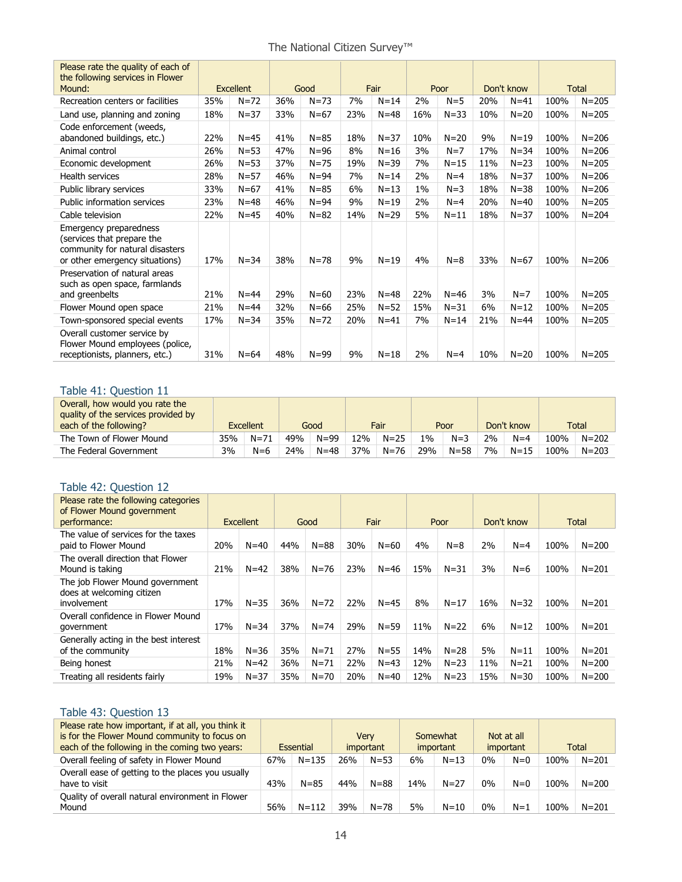| Please rate the quality of each of the following services in Flower Mound: | Excellent | | Good | | Fair | | Poor | | Don't know | | Total | |
|---|---|---|---|---|---|---|---|---|---|---|---|---|
| Recreation centers or facilities | 35% | N=72 | 36% | N=73 | 7% | N=14 | 2% | N=5 | 20% | N=41 | 100% | N=205 |
| Land use, planning and zoning | 18% | N=37 | 33% | N=67 | 23% | N=48 | 16% | N=33 | 10% | N=20 | 100% | N=205 |
| Code enforcement (weeds, abandoned buildings, etc.) | 22% | N=45 | 41% | N=85 | 18% | N=37 | 10% | N=20 | 9% | N=19 | 100% | N=206 |
| Animal control | 26% | N=53 | 47% | N=96 | 8% | N=16 | 3% | N=7 | 17% | N=34 | 100% | N=206 |
| Economic development | 26% | N=53 | 37% | N=75 | 19% | N=39 | 7% | N=15 | 11% | N=23 | 100% | N=205 |
| Health services | 28% | N=57 | 46% | N=94 | 7% | N=14 | 2% | N=4 | 18% | N=37 | 100% | N=206 |
| Public library services | 33% | N=67 | 41% | N=85 | 6% | N=13 | 1% | N=3 | 18% | N=38 | 100% | N=206 |
| Public information services | 23% | N=48 | 46% | N=94 | 9% | N=19 | 2% | N=4 | 20% | N=40 | 100% | N=205 |
| Cable television | 22% | N=45 | 40% | N=82 | 14% | N=29 | 5% | N=11 | 18% | N=37 | 100% | N=204 |
| Emergency preparedness (services that prepare the community for natural disasters or other emergency situations) | 17% | N=34 | 38% | N=78 | 9% | N=19 | 4% | N=8 | 33% | N=67 | 100% | N=206 |
| Preservation of natural areas such as open space, farmlands and greenbelts | 21% | N=44 | 29% | N=60 | 23% | N=48 | 22% | N=46 | 3% | N=7 | 100% | N=205 |
| Flower Mound open space | 21% | N=44 | 32% | N=66 | 25% | N=52 | 15% | N=31 | 6% | N=12 | 100% | N=205 |
| Town-sponsored special events | 17% | N=34 | 35% | N=72 | 20% | N=41 | 7% | N=14 | 21% | N=44 | 100% | N=205 |
| Overall customer service by Flower Mound employees (police, receptionists, planners, etc.) | 31% | N=64 | 48% | N=99 | 9% | N=18 | 2% | N=4 | 10% | N=20 | 100% | N=205 |

## Table 41: Question 11

| Overall, how would you rate the quality of the services provided by each of the following? | Excellent | | Good | | Fair | | Poor | | Don't know | | Total | |
|---|---|---|---|---|---|---|---|---|---|---|---|---|
| The Town of Flower Mound | 35% | N=71 | 49% | N=99 | 12% | N=25 | 1% | N=3 | 2% | N=4 | 100% | N=202 |
| The Federal Government | 3% | N=6 | 24% | N=48 | 37% | N=76 | 29% | N=58 | 7% | N=15 | 100% | N=203 |

## Table 42: Question 12

| Please rate the following categories of Flower Mound government performance: | Excellent | | Good | | Fair | | Poor | | Don't know | | Total | |
|---|---|---|---|---|---|---|---|---|---|---|---|---|
| The value of services for the taxes paid to Flower Mound | 20% | N=40 | 44% | N=88 | 30% | N=60 | 4% | N=8 | 2% | N=4 | 100% | N=200 |
| The overall direction that Flower Mound is taking | 21% | N=42 | 38% | N=76 | 23% | N=46 | 15% | N=31 | 3% | N=6 | 100% | N=201 |
| The job Flower Mound government does at welcoming citizen involvement | 17% | N=35 | 36% | N=72 | 22% | N=45 | 8% | N=17 | 16% | N=32 | 100% | N=201 |
| Overall confidence in Flower Mound government | 17% | N=34 | 37% | N=74 | 29% | N=59 | 11% | N=22 | 6% | N=12 | 100% | N=201 |
| Generally acting in the best interest of the community | 18% | N=36 | 35% | N=71 | 27% | N=55 | 14% | N=28 | 5% | N=11 | 100% | N=201 |
| Being honest | 21% | N=42 | 36% | N=71 | 22% | N=43 | 12% | N=23 | 11% | N=21 | 100% | N=200 |
| Treating all residents fairly | 19% | N=37 | 35% | N=70 | 20% | N=40 | 12% | N=23 | 15% | N=30 | 100% | N=200 |

## Table 43: Question 13

| Please rate how important, if at all, you think it is for the Flower Mound community to focus on each of the following in the coming two years: | Essential | | Very important | | Somewhat important | | Not at all important | | Total | |
|---|---|---|---|---|---|---|---|---|---|---|
| Overall feeling of safety in Flower Mound | 67% | N=135 | 26% | N=53 | 6% | N=13 | 0% | N=0 | 100% | N=201 |
| Overall ease of getting to the places you usually have to visit | 43% | N=85 | 44% | N=88 | 14% | N=27 | 0% | N=0 | 100% | N=200 |
| Quality of overall natural environment in Flower Mound | 56% | N=112 | 39% | N=78 | 5% | N=10 | 0% | N=1 | 100% | N=201 |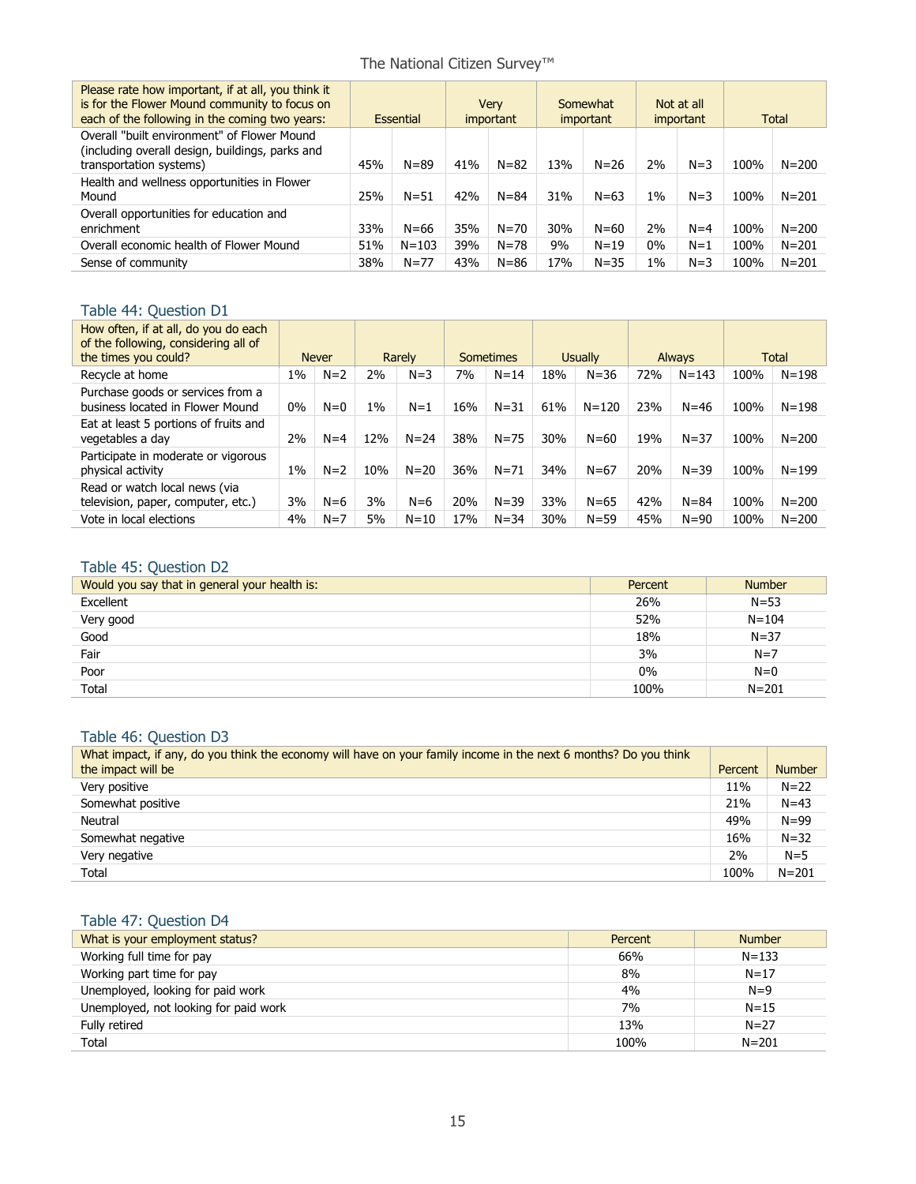| Please rate how important, if at all, you think it is for the Flower Mound community to focus on each of the following in the coming two years: | Essential | | Very important | | Somewhat important | | Not at all important | | Total | |
|---|---|---|---|---|---|---|---|---|---|---|
| Overall "built environment" of Flower Mound (including overall design, buildings, parks and transportation systems) | 45% | N=89 | 41% | N=82 | 13% | N=26 | 2% | N=3 | 100% | N=200 |
| Health and wellness opportunities in Flower Mound | 25% | N=51 | 42% | N=84 | 31% | N=63 | 1% | N=3 | 100% | N=201 |
| Overall opportunities for education and enrichment | 33% | N=66 | 35% | N=70 | 30% | N=60 | 2% | N=4 | 100% | N=200 |
| Overall economic health of Flower Mound | 51% | N=103 | 39% | N=78 | 9% | N=19 | 0% | N=1 | 100% | N=201 |
| Sense of community | 38% | N=77 | 43% | N=86 | 17% | N=35 | 1% | N=3 | 100% | N=201 |

## Table 44: Question D1

| How often, if at all, do you do each of the following, considering all of the times you could? | Never | | Rarely | | Sometimes | | Usually | | Always | | Total | |
|---|---|---|---|---|---|---|---|---|---|---|---|---|
| Recycle at home | 1% | N=2 | 2% | N=3 | 7% | N=14 | 18% | N=36 | 72% | N=143 | 100% | N=198 |
| Purchase goods or services from a business located in Flower Mound | 0% | N=0 | 1% | N=1 | 16% | N=31 | 61% | N=120 | 23% | N=46 | 100% | N=198 |
| Eat at least 5 portions of fruits and vegetables a day | 2% | N=4 | 12% | N=24 | 38% | N=75 | 30% | N=60 | 19% | N=37 | 100% | N=200 |
| Participate in moderate or vigorous physical activity | 1% | N=2 | 10% | N=20 | 36% | N=71 | 34% | N=67 | 20% | N=39 | 100% | N=199 |
| Read or watch local news (via television, paper, computer, etc.) | 3% | N=6 | 3% | N=6 | 20% | N=39 | 33% | N=65 | 42% | N=84 | 100% | N=200 |
| Vote in local elections | 4% | N=7 | 5% | N=10 | 17% | N=34 | 30% | N=59 | 45% | N=90 | 100% | N=200 |

## Table 45: Question D2

| Would you say that in general your health is: | Percent | Number |
|---|---|---|
| Excellent | 26% | N=53 |
| Very good | 52% | N=104 |
| Good | 18% | N=37 |
| Fair | 3% | N=7 |
| Poor | 0% | N=0 |
| Total | 100% | N=201 |

## Table 46: Question D3

| What impact, if any, do you think the economy will have on your family income in the next 6 months? Do you think the impact will be | Percent | Number |
|---|---|---|
| Very positive | 11% | N=22 |
| Somewhat positive | 21% | N=43 |
| Neutral | 49% | N=99 |
| Somewhat negative | 16% | N=32 |
| Very negative | 2% | N=5 |
| Total | 100% | N=201 |

## Table 47: Question D4

| What is your employment status? | Percent | Number |
|---|---|---|
| Working full time for pay | 66% | N=133 |
| Working part time for pay | 8% | N=17 |
| Unemployed, looking for paid work | 4% | N=9 |
| Unemployed, not looking for paid work | 7% | N=15 |
| Fully retired | 13% | N=27 |
| Total | 100% | N=201 |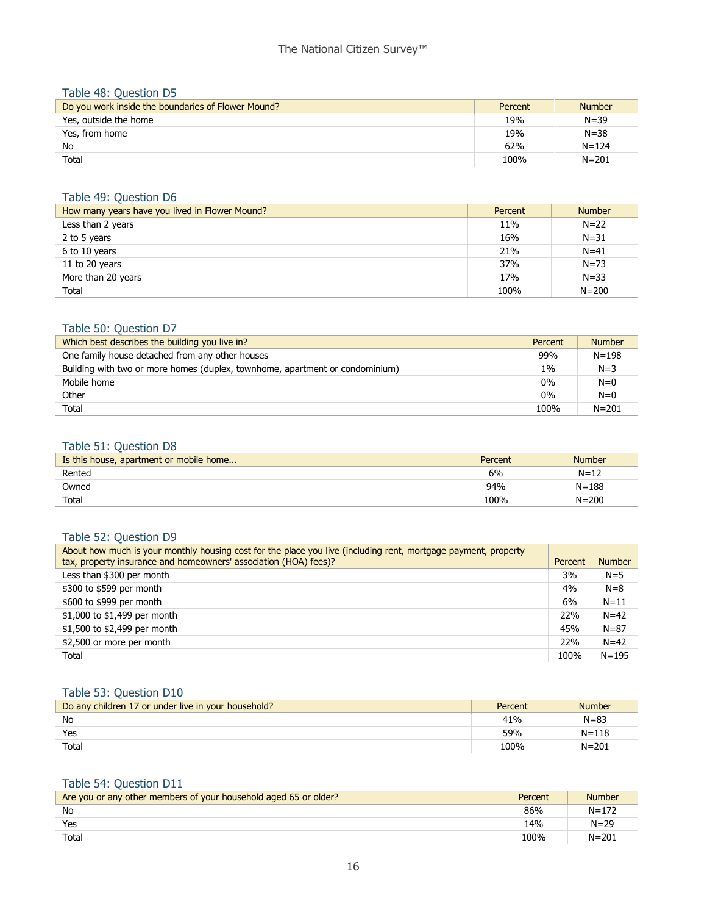### Table 48: Question D5

| Do you work inside the boundaries of Flower Mound? | Percent | Number |
|---|---|---|
| Yes, outside the home | 19% | N=39 |
| Yes, from home | 19% | N=38 |
| No | 62% | N=124 |
| Total | 100% | N=201 |

### Table 49: Question D6

| How many years have you lived in Flower Mound? | Percent | Number |
|---|---|---|
| Less than 2 years | 11% | N=22 |
| 2 to 5 years | 16% | N=31 |
| 6 to 10 years | 21% | N=41 |
| 11 to 20 years | 37% | N=73 |
| More than 20 years | 17% | N=33 |
| Total | 100% | N=200 |

### Table 50: Question D7

| Which best describes the building you live in? | Percent | Number |
|---|---|---|
| One family house detached from any other houses | 99% | N=198 |
| Building with two or more homes (duplex, townhome, apartment or condominium) | 1% | N=3 |
| Mobile home | 0% | N=0 |
| Other | 0% | N=0 |
| Total | 100% | N=201 |

### Table 51: Question D8

| Is this house, apartment or mobile home... | Percent | Number |
|---|---|---|
| Rented | 6% | N=12 |
| Owned | 94% | N=188 |
| Total | 100% | N=200 |

### Table 52: Question D9

| About how much is your monthly housing cost for the place you live (including rent, mortgage payment, property tax, property insurance and homeowners' association (HOA) fees)? | Percent | Number |
|---|---|---|
| Less than $300 per month | 3% | N=5 |
| $300 to $599 per month | 4% | N=8 |
| $600 to $999 per month | 6% | N=11 |
| $1,000 to $1,499 per month | 22% | N=42 |
| $1,500 to $2,499 per month | 45% | N=87 |
| $2,500 or more per month | 22% | N=42 |
| Total | 100% | N=195 |

### Table 53: Question D10

| Do any children 17 or under live in your household? | Percent | Number |
|---|---|---|
| No | 41% | N=83 |
| Yes | 59% | N=118 |
| Total | 100% | N=201 |

### Table 54: Question D11

| Are you or any other members of your household aged 65 or older? | Percent | Number |
|---|---|---|
| No | 86% | N=172 |
| Yes | 14% | N=29 |
| Total | 100% | N=201 |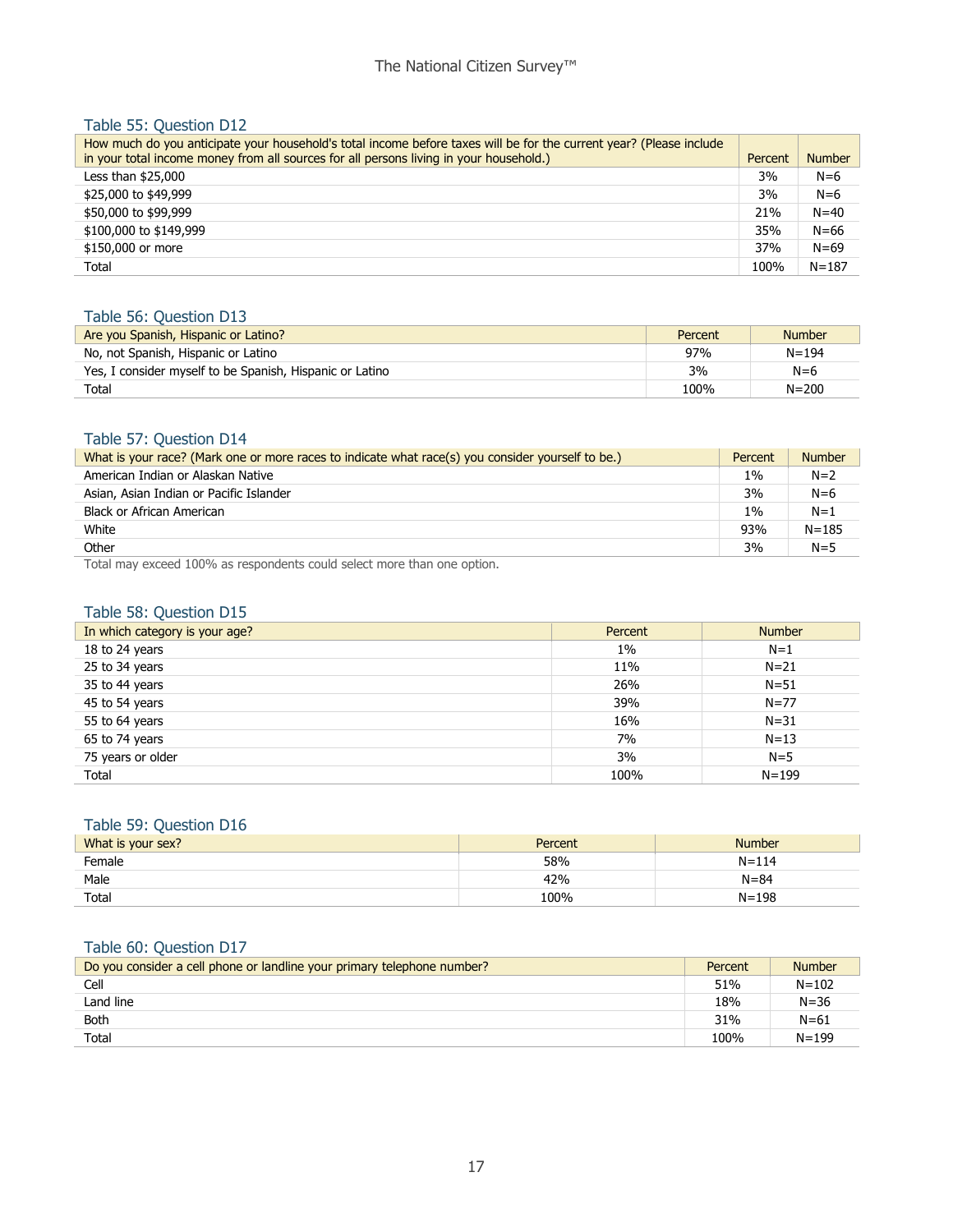### Table 55: Question D12

| How much do you anticipate your household's total income before taxes will be for the current year? (Please include in your total income money from all sources for all persons living in your household.) | Percent | Number |
|---|---|---|
| Less than $25,000 | 3% | N=6 |
| $25,000 to $49,999 | 3% | N=6 |
| $50,000 to $99,999 | 21% | N=40 |
| $100,000 to $149,999 | 35% | N=66 |
| $150,000 or more | 37% | N=69 |
| Total | 100% | N=187 |

### Table 56: Question D13

| Are you Spanish, Hispanic or Latino? | Percent | Number |
|---|---|---|
| No, not Spanish, Hispanic or Latino | 97% | N=194 |
| Yes, I consider myself to be Spanish, Hispanic or Latino | 3% | N=6 |
| Total | 100% | N=200 |

### Table 57: Question D14

| What is your race? (Mark one or more races to indicate what race(s) you consider yourself to be.) | Percent | Number |
|---|---|---|
| American Indian or Alaskan Native | 1% | N=2 |
| Asian, Asian Indian or Pacific Islander | 3% | N=6 |
| Black or African American | 1% | N=1 |
| White | 93% | N=185 |
| Other | 3% | N=5 |

Total may exceed 100% as respondents could select more than one option.

### Table 58: Question D15

| In which category is your age? | Percent | Number |
|---|---|---|
| 18 to 24 years | 1% | N=1 |
| 25 to 34 years | 11% | N=21 |
| 35 to 44 years | 26% | N=51 |
| 45 to 54 years | 39% | N=77 |
| 55 to 64 years | 16% | N=31 |
| 65 to 74 years | 7% | N=13 |
| 75 years or older | 3% | N=5 |
| Total | 100% | N=199 |

### Table 59: Question D16

| What is your sex? | Percent | Number |
|---|---|---|
| Female | 58% | N=114 |
| Male | 42% | N=84 |
| Total | 100% | N=198 |

### Table 60: Question D17

| Do you consider a cell phone or landline your primary telephone number? | Percent | Number |
|---|---|---|
| Cell | 51% | N=102 |
| Land line | 18% | N=36 |
| Both | 31% | N=61 |
| Total | 100% | N=199 |